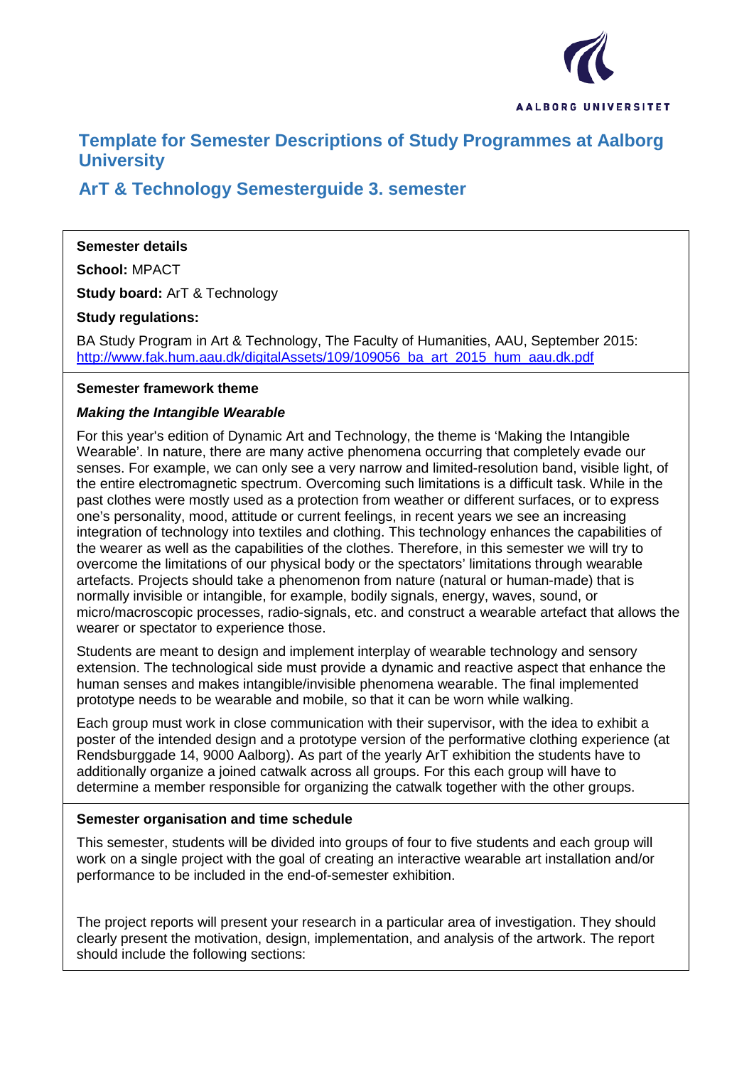# Template for Semester Descriptions of Study Programmes at Aalborg University

## ArT & Technology Semesterguide 3. semester

**Semester details**

**School:** MPACT

**Study board:** ArT & Technology

**Study regulations:**

BA Study Program in Art & Technology, The Faculty of Humanities, AAU, September 2015: http://www.fak.hum.aau.dk/digitalAssets/109/109056_ba_art_2015_hum_aau.dk.pdf

**Semester framework theme**

***Making the Intangible Wearable***

For this year's edition of Dynamic Art and Technology, the theme is 'Making the Intangible Wearable'. In nature, there are many active phenomena occurring that completely evade our senses. For example, we can only see a very narrow and limited-resolution band, visible light, of the entire electromagnetic spectrum. Overcoming such limitations is a difficult task. While in the past clothes were mostly used as a protection from weather or different surfaces, or to express one's personality, mood, attitude or current feelings, in recent years we see an increasing integration of technology into textiles and clothing. This technology enhances the capabilities of the wearer as well as the capabilities of the clothes. Therefore, in this semester we will try to overcome the limitations of our physical body or the spectators' limitations through wearable artefacts. Projects should take a phenomenon from nature (natural or human-made) that is normally invisible or intangible, for example, bodily signals, energy, waves, sound, or micro/macroscopic processes, radio-signals, etc. and construct a wearable artefact that allows the wearer or spectator to experience those.

Students are meant to design and implement interplay of wearable technology and sensory extension. The technological side must provide a dynamic and reactive aspect that enhance the human senses and makes intangible/invisible phenomena wearable. The final implemented prototype needs to be wearable and mobile, so that it can be worn while walking.

Each group must work in close communication with their supervisor, with the idea to exhibit a poster of the intended design and a prototype version of the performative clothing experience (at Rendsburggade 14, 9000 Aalborg). As part of the yearly ArT exhibition the students have to additionally organize a joined catwalk across all groups. For this each group will have to determine a member responsible for organizing the catwalk together with the other groups.

**Semester organisation and time schedule**

This semester, students will be divided into groups of four to five students and each group will work on a single project with the goal of creating an interactive wearable art installation and/or performance to be included in the end-of-semester exhibition.

The project reports will present your research in a particular area of investigation. They should clearly present the motivation, design, implementation, and analysis of the artwork. The report should include the following sections: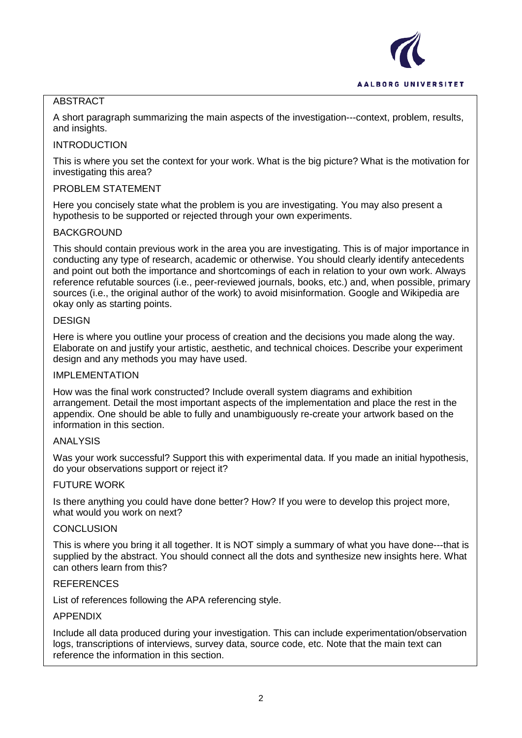## ABSTRACT

A short paragraph summarizing the main aspects of the investigation---context, problem, results, and insights.

## INTRODUCTION

This is where you set the context for your work. What is the big picture? What is the motivation for investigating this area?

## PROBLEM STATEMENT

Here you concisely state what the problem is you are investigating. You may also present a hypothesis to be supported or rejected through your own experiments.

## BACKGROUND

This should contain previous work in the area you are investigating. This is of major importance in conducting any type of research, academic or otherwise. You should clearly identify antecedents and point out both the importance and shortcomings of each in relation to your own work. Always reference refutable sources (i.e., peer-reviewed journals, books, etc.) and, when possible, primary sources (i.e., the original author of the work) to avoid misinformation. Google and Wikipedia are okay only as starting points.

## DESIGN

Here is where you outline your process of creation and the decisions you made along the way. Elaborate on and justify your artistic, aesthetic, and technical choices. Describe your experiment design and any methods you may have used.

## IMPLEMENTATION

How was the final work constructed? Include overall system diagrams and exhibition arrangement. Detail the most important aspects of the implementation and place the rest in the appendix. One should be able to fully and unambiguously re-create your artwork based on the information in this section.

## ANALYSIS

Was your work successful? Support this with experimental data. If you made an initial hypothesis, do your observations support or reject it?

## FUTURE WORK

Is there anything you could have done better? How? If you were to develop this project more, what would you work on next?

## CONCLUSION

This is where you bring it all together. It is NOT simply a summary of what you have done---that is supplied by the abstract. You should connect all the dots and synthesize new insights here. What can others learn from this?

## REFERENCES

List of references following the APA referencing style.

## APPENDIX

Include all data produced during your investigation. This can include experimentation/observation logs, transcriptions of interviews, survey data, source code, etc. Note that the main text can reference the information in this section.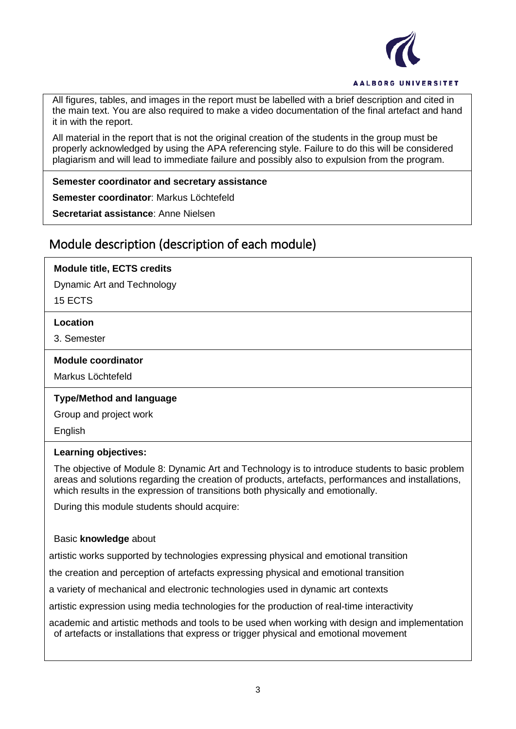All figures, tables, and images in the report must be labelled with a brief description and cited in the main text. You are also required to make a video documentation of the final artefact and hand it in with the report.

All material in the report that is not the original creation of the students in the group must be properly acknowledged by using the APA referencing style. Failure to do this will be considered plagiarism and will lead to immediate failure and possibly also to expulsion from the program.

**Semester coordinator and secretary assistance**

**Semester coordinator**: Markus Löchtefeld

**Secretariat assistance**: Anne Nielsen

## Module description (description of each module)

**Module title, ECTS credits**

Dynamic Art and Technology

15 ECTS

**Location**

3. Semester

**Module coordinator**

Markus Löchtefeld

**Type/Method and language**

Group and project work

English

**Learning objectives:**

The objective of Module 8: Dynamic Art and Technology is to introduce students to basic problem areas and solutions regarding the creation of products, artefacts, performances and installations, which results in the expression of transitions both physically and emotionally.

During this module students should acquire:

Basic **knowledge** about

- artistic works supported by technologies expressing physical and emotional transition
- the creation and perception of artefacts expressing physical and emotional transition
- a variety of mechanical and electronic technologies used in dynamic art contexts
- artistic expression using media technologies for the production of real-time interactivity
- academic and artistic methods and tools to be used when working with design and implementation of artefacts or installations that express or trigger physical and emotional movement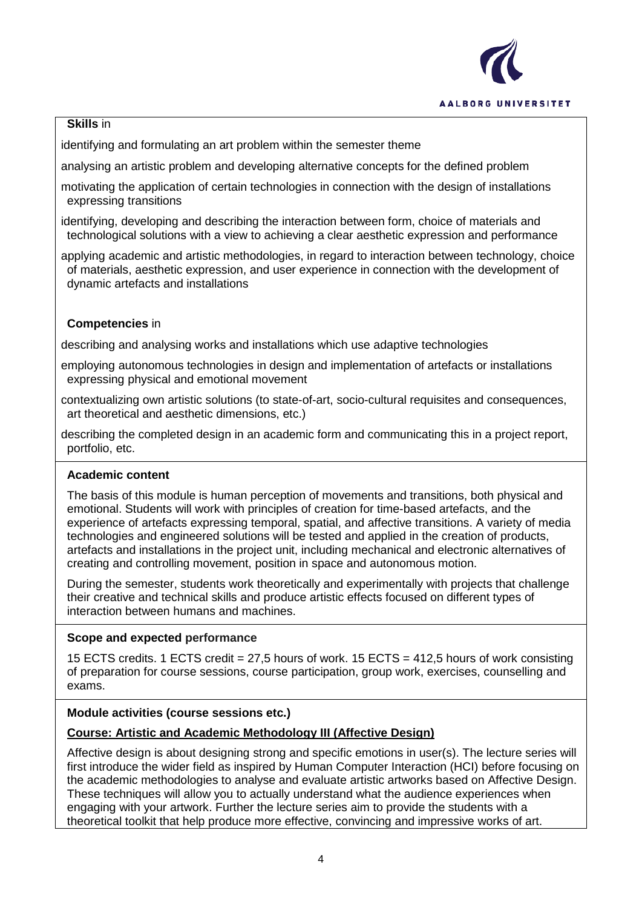**Skills** in

identifying and formulating an art problem within the semester theme

analysing an artistic problem and developing alternative concepts for the defined problem

motivating the application of certain technologies in connection with the design of installations expressing transitions

identifying, developing and describing the interaction between form, choice of materials and technological solutions with a view to achieving a clear aesthetic expression and performance

applying academic and artistic methodologies, in regard to interaction between technology, choice of materials, aesthetic expression, and user experience in connection with the development of dynamic artefacts and installations

**Competencies** in

describing and analysing works and installations which use adaptive technologies

employing autonomous technologies in design and implementation of artefacts or installations expressing physical and emotional movement

contextualizing own artistic solutions (to state-of-art, socio-cultural requisites and consequences, art theoretical and aesthetic dimensions, etc.)

describing the completed design in an academic form and communicating this in a project report, portfolio, etc.

**Academic content**

The basis of this module is human perception of movements and transitions, both physical and emotional. Students will work with principles of creation for time-based artefacts, and the experience of artefacts expressing temporal, spatial, and affective transitions. A variety of media technologies and engineered solutions will be tested and applied in the creation of products, artefacts and installations in the project unit, including mechanical and electronic alternatives of creating and controlling movement, position in space and autonomous motion.

During the semester, students work theoretically and experimentally with projects that challenge their creative and technical skills and produce artistic effects focused on different types of interaction between humans and machines.

**Scope and expected performance**

15 ECTS credits. 1 ECTS credit = 27,5 hours of work. 15 ECTS = 412,5 hours of work consisting of preparation for course sessions, course participation, group work, exercises, counselling and exams.

**Module activities (course sessions etc.)**

**Course: Artistic and Academic Methodology III (Affective Design)**

Affective design is about designing strong and specific emotions in user(s). The lecture series will first introduce the wider field as inspired by Human Computer Interaction (HCI) before focusing on the academic methodologies to analyse and evaluate artistic artworks based on Affective Design. These techniques will allow you to actually understand what the audience experiences when engaging with your artwork. Further the lecture series aim to provide the students with a theoretical toolkit that help produce more effective, convincing and impressive works of art.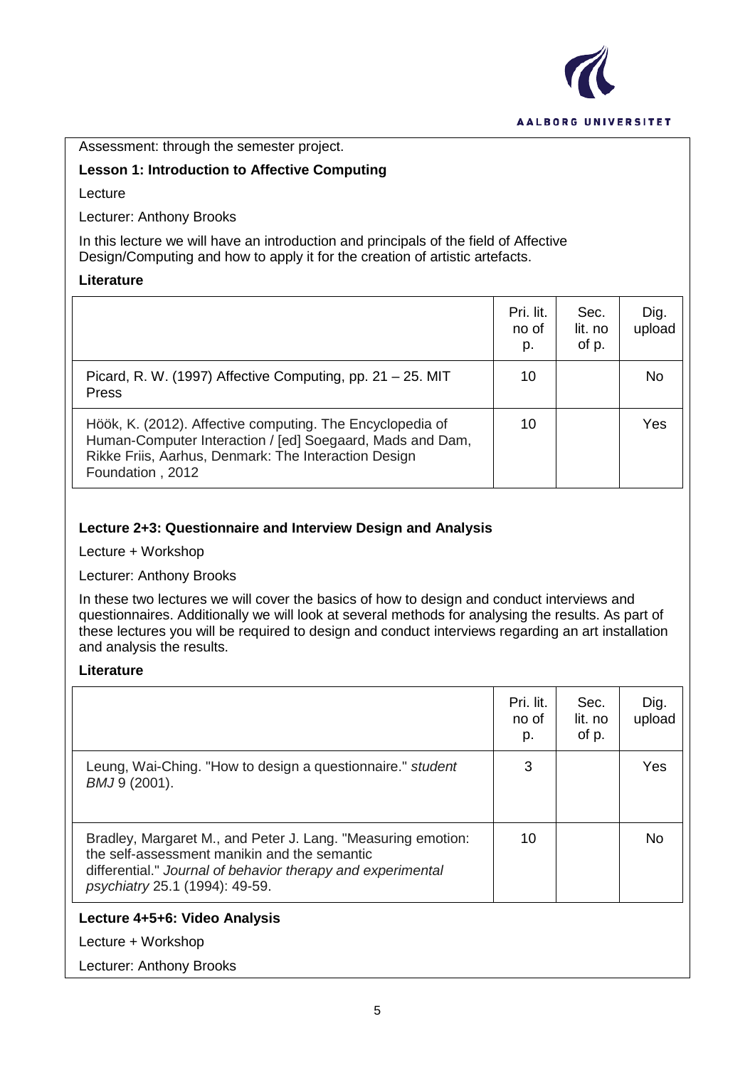Assessment: through the semester project.

**Lesson 1: Introduction to Affective Computing**

Lecture

Lecturer: Anthony Brooks

In this lecture we will have an introduction and principals of the field of Affective Design/Computing and how to apply it for the creation of artistic artefacts.

**Literature**

| | Pri. lit. no of p. | Sec. lit. no of p. | Dig. upload |
|---|---|---|---|
| Picard, R. W. (1997) Affective Computing, pp. 21 – 25. MIT Press | 10 | | No |
| Höök, K. (2012). Affective computing. The Encyclopedia of Human-Computer Interaction / [ed] Soegaard, Mads and Dam, Rikke Friis, Aarhus, Denmark: The Interaction Design Foundation , 2012 | 10 | | Yes |

**Lecture 2+3: Questionnaire and Interview Design and Analysis**

Lecture + Workshop

Lecturer: Anthony Brooks

In these two lectures we will cover the basics of how to design and conduct interviews and questionnaires. Additionally we will look at several methods for analysing the results. As part of these lectures you will be required to design and conduct interviews regarding an art installation and analysis the results.

**Literature**

| | Pri. lit. no of p. | Sec. lit. no of p. | Dig. upload |
|---|---|---|---|
| Leung, Wai-Ching. "How to design a questionnaire." *student BMJ* 9 (2001). | 3 | | Yes |
| Bradley, Margaret M., and Peter J. Lang. "Measuring emotion: the self-assessment manikin and the semantic differential." *Journal of behavior therapy and experimental psychiatry* 25.1 (1994): 49-59. | 10 | | No |

**Lecture 4+5+6: Video Analysis**

Lecture + Workshop

Lecturer: Anthony Brooks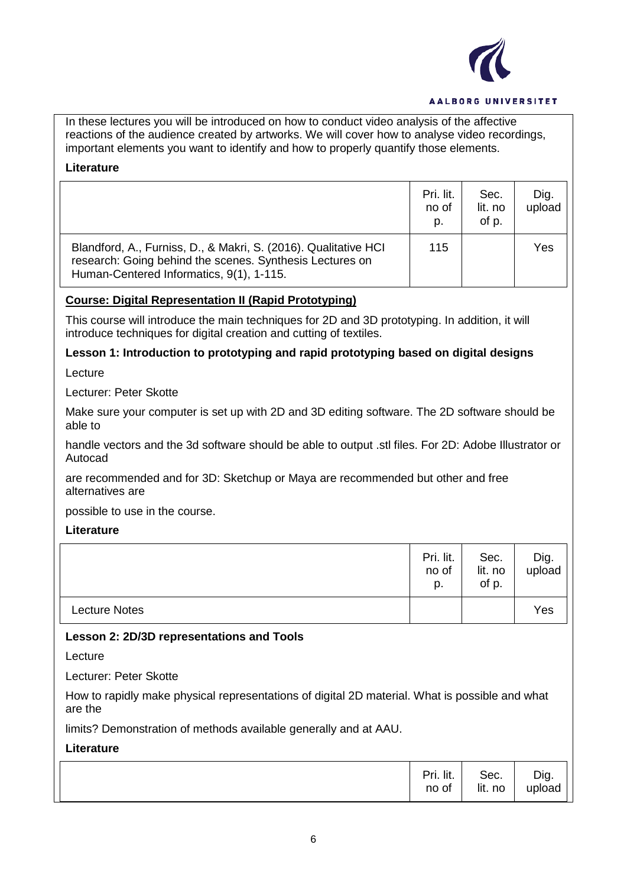In these lectures you will be introduced on how to conduct video analysis of the affective reactions of the audience created by artworks. We will cover how to analyse video recordings, important elements you want to identify and how to properly quantify those elements.

**Literature**

| | Pri. lit. no of p. | Sec. lit. no of p. | Dig. upload |
|---|---|---|---|
| Blandford, A., Furniss, D., & Makri, S. (2016). Qualitative HCI research: Going behind the scenes. Synthesis Lectures on Human-Centered Informatics, 9(1), 1-115. | 115 | | Yes |

**Course: Digital Representation II (Rapid Prototyping)**

This course will introduce the main techniques for 2D and 3D prototyping. In addition, it will introduce techniques for digital creation and cutting of textiles.

**Lesson 1: Introduction to prototyping and rapid prototyping based on digital designs**

Lecture

Lecturer: Peter Skotte

Make sure your computer is set up with 2D and 3D editing software. The 2D software should be able to

handle vectors and the 3d software should be able to output .stl files. For 2D: Adobe Illustrator or Autocad

are recommended and for 3D: Sketchup or Maya are recommended but other and free alternatives are

possible to use in the course.

**Literature**

| | Pri. lit. no of p. | Sec. lit. no of p. | Dig. upload |
|---|---|---|---|
| Lecture Notes | | | Yes |

**Lesson 2: 2D/3D representations and Tools**

Lecture

Lecturer: Peter Skotte

How to rapidly make physical representations of digital 2D material. What is possible and what are the

limits? Demonstration of methods available generally and at AAU.

**Literature**

| | Pri. lit. no of | Sec. lit. no | Dig. upload |
|---|---|---|---|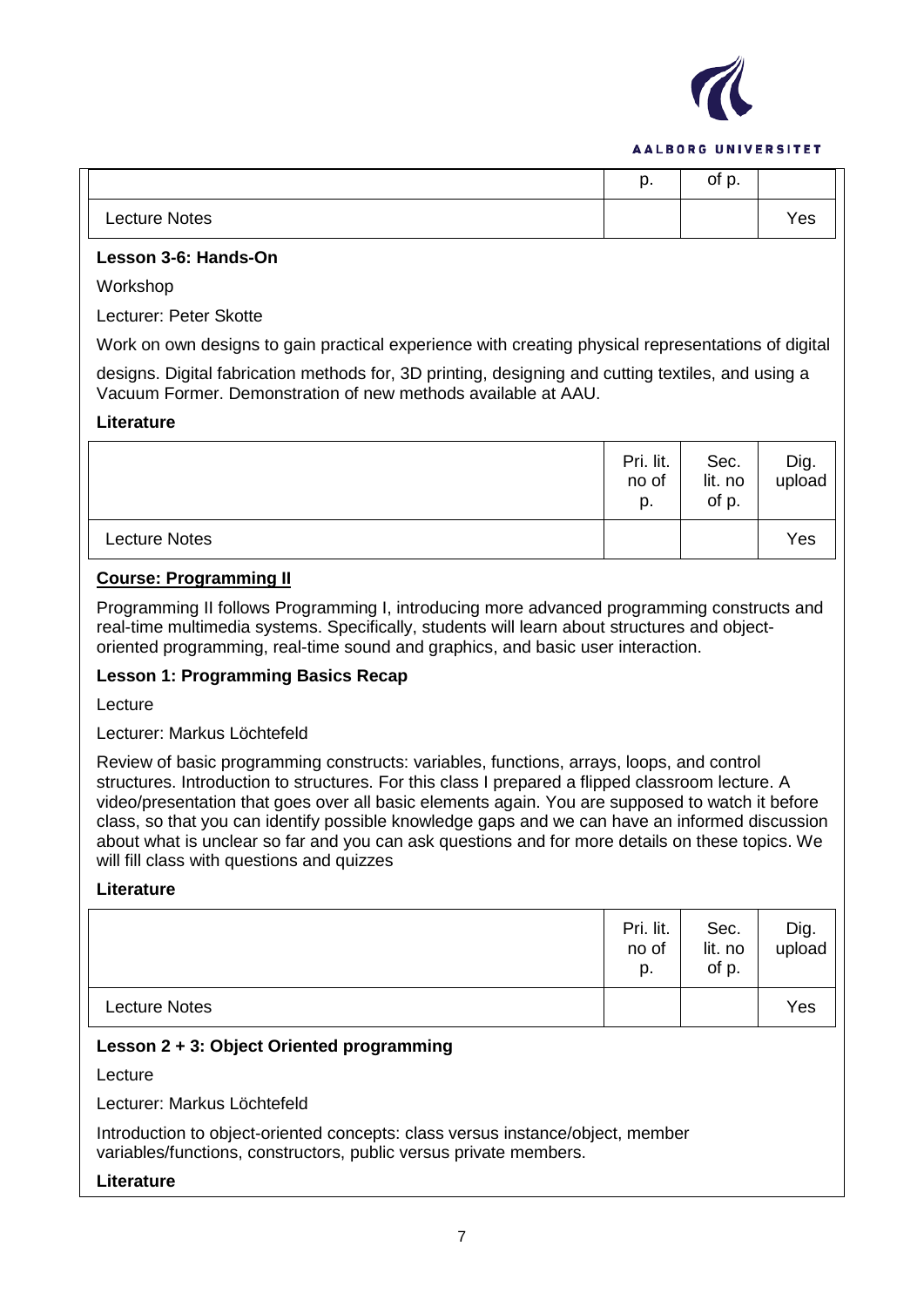| | p. | of p. | |
|---|---|---|---|
| Lecture Notes | | | Yes |

**Lesson 3-6: Hands-On**

Workshop

Lecturer: Peter Skotte

Work on own designs to gain practical experience with creating physical representations of digital designs. Digital fabrication methods for, 3D printing, designing and cutting textiles, and using a Vacuum Former. Demonstration of new methods available at AAU.

**Literature**

| | Pri. lit. no of p. | Sec. lit. no of p. | Dig. upload |
|---|---|---|---|
| Lecture Notes | | | Yes |

**<u>Course: Programming II</u>**

Programming II follows Programming I, introducing more advanced programming constructs and real-time multimedia systems. Specifically, students will learn about structures and object-oriented programming, real-time sound and graphics, and basic user interaction.

**Lesson 1: Programming Basics Recap**

Lecture

Lecturer: Markus Löchtefeld

Review of basic programming constructs: variables, functions, arrays, loops, and control structures. Introduction to structures. For this class I prepared a flipped classroom lecture. A video/presentation that goes over all basic elements again. You are supposed to watch it before class, so that you can identify possible knowledge gaps and we can have an informed discussion about what is unclear so far and you can ask questions and for more details on these topics. We will fill class with questions and quizzes

**Literature**

| | Pri. lit. no of p. | Sec. lit. no of p. | Dig. upload |
|---|---|---|---|
| Lecture Notes | | | Yes |

**Lesson 2 + 3: Object Oriented programming**

Lecture

Lecturer: Markus Löchtefeld

Introduction to object-oriented concepts: class versus instance/object, member variables/functions, constructors, public versus private members.

**Literature**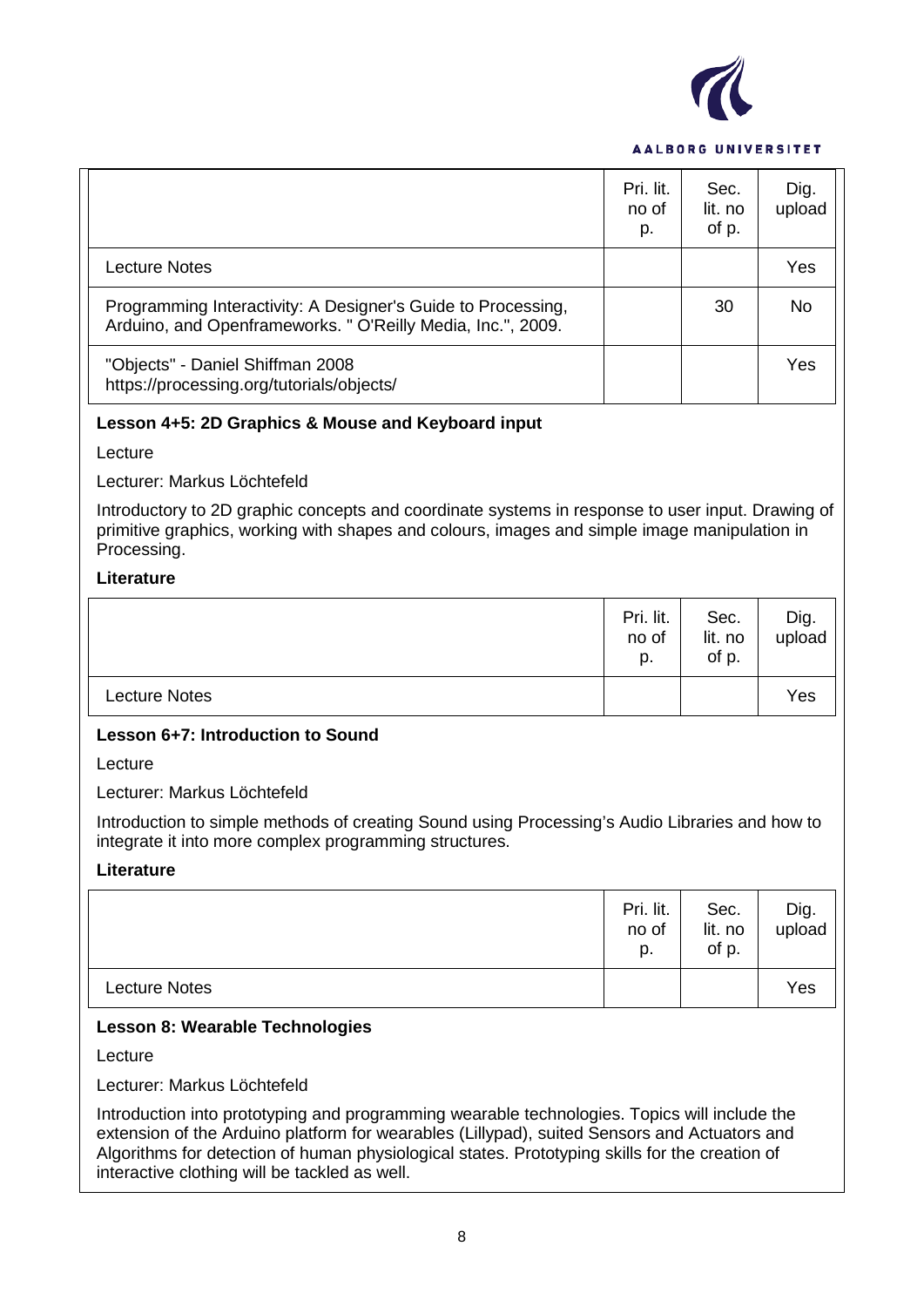| | Pri. lit. no of p. | Sec. lit. no of p. | Dig. upload |
|---|---|---|---|
| Lecture Notes | | | Yes |
| Programming Interactivity: A Designer's Guide to Processing, Arduino, and Openframeworks. " O'Reilly Media, Inc.", 2009. | | 30 | No |
| "Objects" - Daniel Shiffman 2008 https://processing.org/tutorials/objects/ | | | Yes |

**Lesson 4+5: 2D Graphics & Mouse and Keyboard input**

Lecture

Lecturer: Markus Löchtefeld

Introductory to 2D graphic concepts and coordinate systems in response to user input. Drawing of primitive graphics, working with shapes and colours, images and simple image manipulation in Processing.

**Literature**

| | Pri. lit. no of p. | Sec. lit. no of p. | Dig. upload |
|---|---|---|---|
| Lecture Notes | | | Yes |

**Lesson 6+7: Introduction to Sound**

Lecture

Lecturer: Markus Löchtefeld

Introduction to simple methods of creating Sound using Processing's Audio Libraries and how to integrate it into more complex programming structures.

**Literature**

| | Pri. lit. no of p. | Sec. lit. no of p. | Dig. upload |
|---|---|---|---|
| Lecture Notes | | | Yes |

**Lesson 8: Wearable Technologies**

Lecture

Lecturer: Markus Löchtefeld

Introduction into prototyping and programming wearable technologies. Topics will include the extension of the Arduino platform for wearables (Lillypad), suited Sensors and Actuators and Algorithms for detection of human physiological states. Prototyping skills for the creation of interactive clothing will be tackled as well.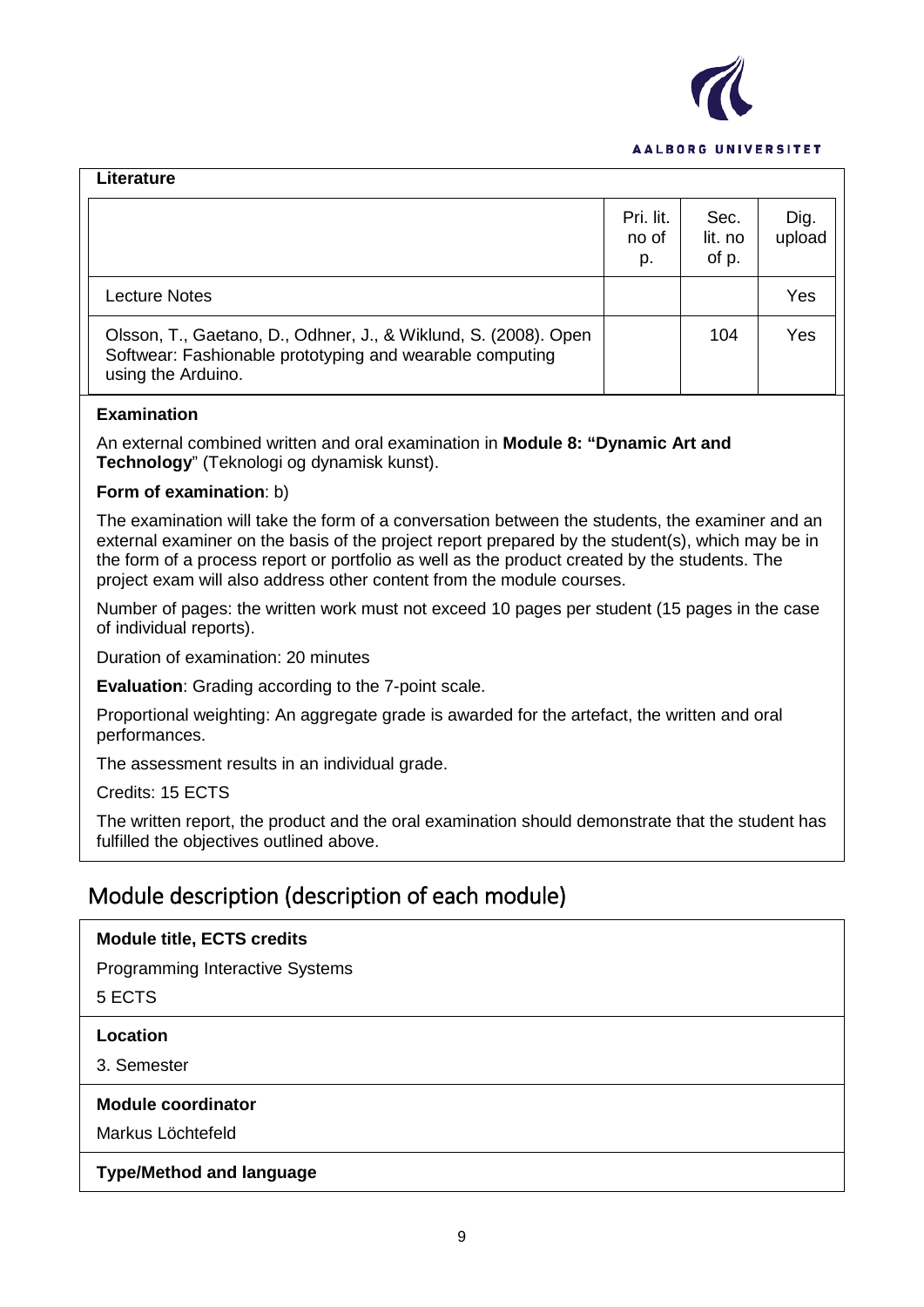**Literature**

| | Pri. lit. no of p. | Sec. lit. no of p. | Dig. upload |
|---|---|---|---|
| Lecture Notes | | | Yes |
| Olsson, T., Gaetano, D., Odhner, J., & Wiklund, S. (2008). Open Softwear: Fashionable prototyping and wearable computing using the Arduino. | | 104 | Yes |

**Examination**

An external combined written and oral examination in **Module 8: "Dynamic Art and Technology**" (Teknologi og dynamisk kunst).

**Form of examination**: b)

The examination will take the form of a conversation between the students, the examiner and an external examiner on the basis of the project report prepared by the student(s), which may be in the form of a process report or portfolio as well as the product created by the students. The project exam will also address other content from the module courses.

Number of pages: the written work must not exceed 10 pages per student (15 pages in the case of individual reports).

Duration of examination: 20 minutes

**Evaluation**: Grading according to the 7-point scale.

Proportional weighting: An aggregate grade is awarded for the artefact, the written and oral performances.

The assessment results in an individual grade.

Credits: 15 ECTS

The written report, the product and the oral examination should demonstrate that the student has fulfilled the objectives outlined above.

## Module description (description of each module)

**Module title, ECTS credits**

Programming Interactive Systems

5 ECTS

**Location**

3. Semester

**Module coordinator**

Markus Löchtefeld

**Type/Method and language**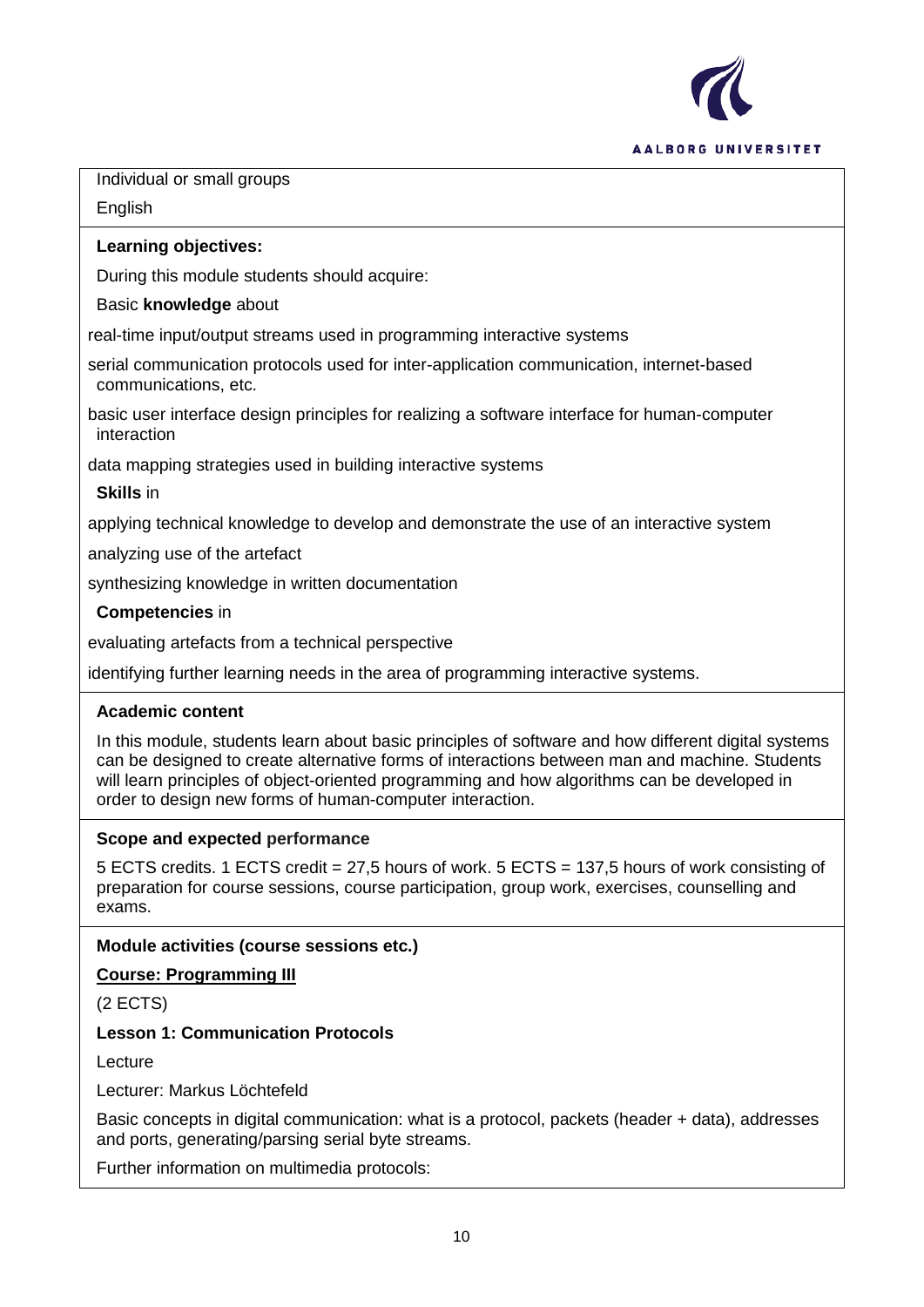Individual or small groups

English

**Learning objectives:**

During this module students should acquire:

Basic **knowledge** about

real-time input/output streams used in programming interactive systems

serial communication protocols used for inter-application communication, internet-based communications, etc.

basic user interface design principles for realizing a software interface for human-computer interaction

data mapping strategies used in building interactive systems

**Skills** in

applying technical knowledge to develop and demonstrate the use of an interactive system

analyzing use of the artefact

synthesizing knowledge in written documentation

**Competencies** in

evaluating artefacts from a technical perspective

identifying further learning needs in the area of programming interactive systems.

**Academic content**

In this module, students learn about basic principles of software and how different digital systems can be designed to create alternative forms of interactions between man and machine. Students will learn principles of object-oriented programming and how algorithms can be developed in order to design new forms of human-computer interaction.

**Scope and expected performance**

5 ECTS credits. 1 ECTS credit = 27,5 hours of work. 5 ECTS = 137,5 hours of work consisting of preparation for course sessions, course participation, group work, exercises, counselling and exams.

**Module activities (course sessions etc.)**

**Course: Programming III**

(2 ECTS)

**Lesson 1: Communication Protocols**

Lecture

Lecturer: Markus Löchtefeld

Basic concepts in digital communication: what is a protocol, packets (header + data), addresses and ports, generating/parsing serial byte streams.

Further information on multimedia protocols: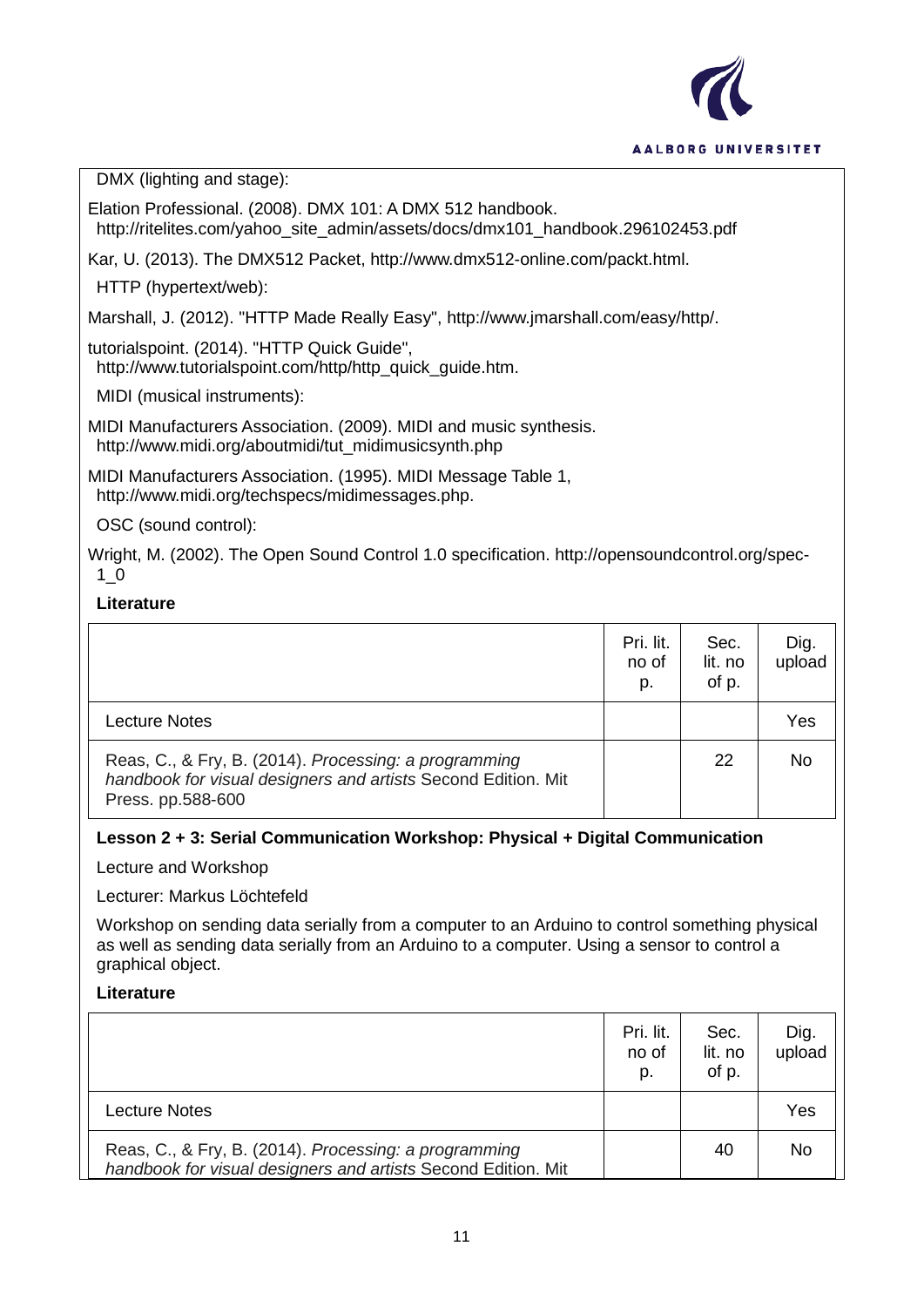DMX (lighting and stage):

Elation Professional. (2008). DMX 101: A DMX 512 handbook. http://ritelites.com/yahoo_site_admin/assets/docs/dmx101_handbook.296102453.pdf

Kar, U. (2013). The DMX512 Packet, http://www.dmx512-online.com/packt.html.

HTTP (hypertext/web):

Marshall, J. (2012). "HTTP Made Really Easy", http://www.jmarshall.com/easy/http/.

tutorialspoint. (2014). "HTTP Quick Guide", http://www.tutorialspoint.com/http/http_quick_guide.htm.

MIDI (musical instruments):

MIDI Manufacturers Association. (2009). MIDI and music synthesis. http://www.midi.org/aboutmidi/tut_midimusicsynth.php

MIDI Manufacturers Association. (1995). MIDI Message Table 1, http://www.midi.org/techspecs/midimessages.php.

OSC (sound control):

Wright, M. (2002). The Open Sound Control 1.0 specification. http://opensoundcontrol.org/spec-1_0

**Literature**

| | Pri. lit. no of p. | Sec. lit. no of p. | Dig. upload |
|---|---|---|---|
| Lecture Notes | | | Yes |
| Reas, C., & Fry, B. (2014). *Processing: a programming handbook for visual designers and artists* Second Edition. Mit Press. pp.588-600 | | 22 | No |

**Lesson 2 + 3: Serial Communication Workshop: Physical + Digital Communication**

Lecture and Workshop

Lecturer: Markus Löchtefeld

Workshop on sending data serially from a computer to an Arduino to control something physical as well as sending data serially from an Arduino to a computer. Using a sensor to control a graphical object.

**Literature**

| | Pri. lit. no of p. | Sec. lit. no of p. | Dig. upload |
|---|---|---|---|
| Lecture Notes | | | Yes |
| Reas, C., & Fry, B. (2014). *Processing: a programming handbook for visual designers and artists* Second Edition. Mit | | 40 | No |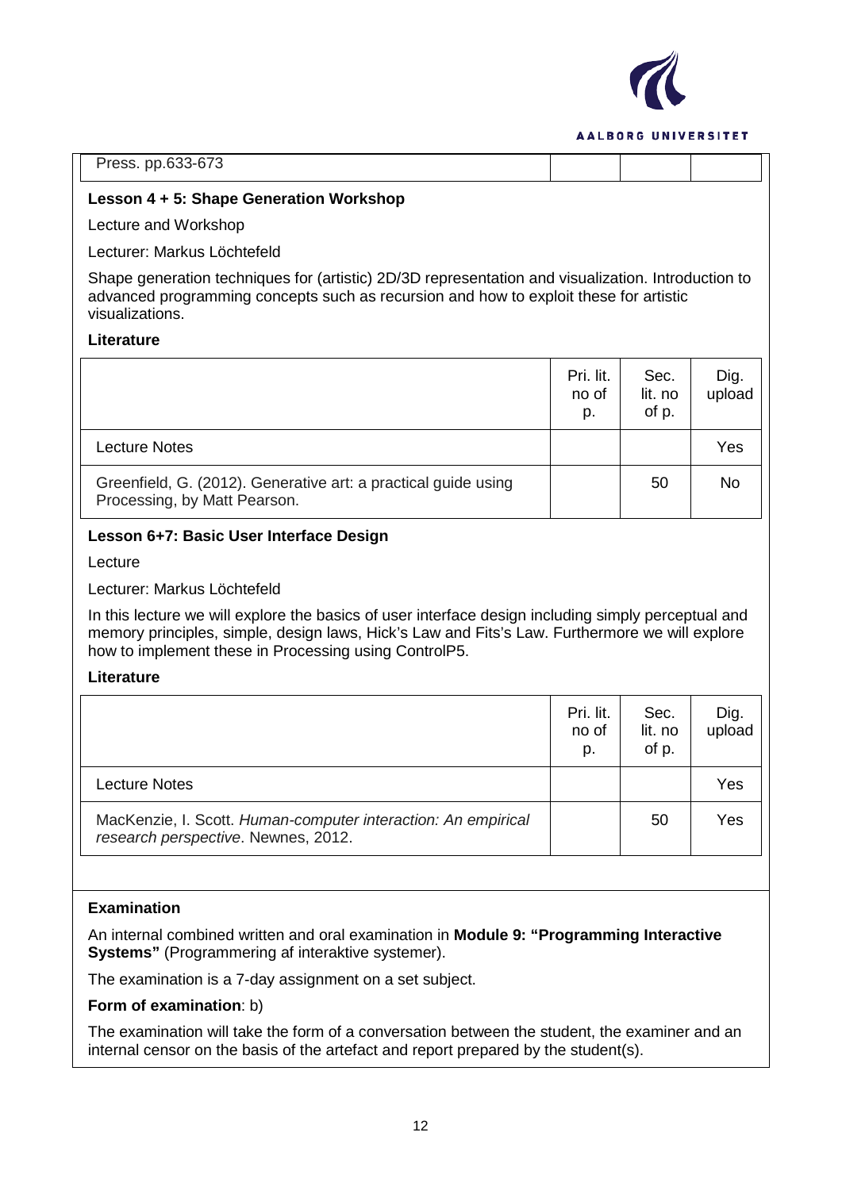| Press. pp.633-673 | | | |
|---|---|---|---|

**Lesson 4 + 5: Shape Generation Workshop**

Lecture and Workshop

Lecturer: Markus Löchtefeld

Shape generation techniques for (artistic) 2D/3D representation and visualization. Introduction to advanced programming concepts such as recursion and how to exploit these for artistic visualizations.

**Literature**

| | Pri. lit. no of p. | Sec. lit. no of p. | Dig. upload |
|---|---|---|---|
| Lecture Notes | | | Yes |
| Greenfield, G. (2012). Generative art: a practical guide using Processing, by Matt Pearson. | | 50 | No |

**Lesson 6+7: Basic User Interface Design**

Lecture

Lecturer: Markus Löchtefeld

In this lecture we will explore the basics of user interface design including simply perceptual and memory principles, simple, design laws, Hick's Law and Fits's Law. Furthermore we will explore how to implement these in Processing using ControlP5.

**Literature**

| | Pri. lit. no of p. | Sec. lit. no of p. | Dig. upload |
|---|---|---|---|
| Lecture Notes | | | Yes |
| MacKenzie, I. Scott. *Human-computer interaction: An empirical research perspective*. Newnes, 2012. | | 50 | Yes |

**Examination**

An internal combined written and oral examination in **Module 9: "Programming Interactive Systems"** (Programmering af interaktive systemer).

The examination is a 7-day assignment on a set subject.

**Form of examination**: b)

The examination will take the form of a conversation between the student, the examiner and an internal censor on the basis of the artefact and report prepared by the student(s).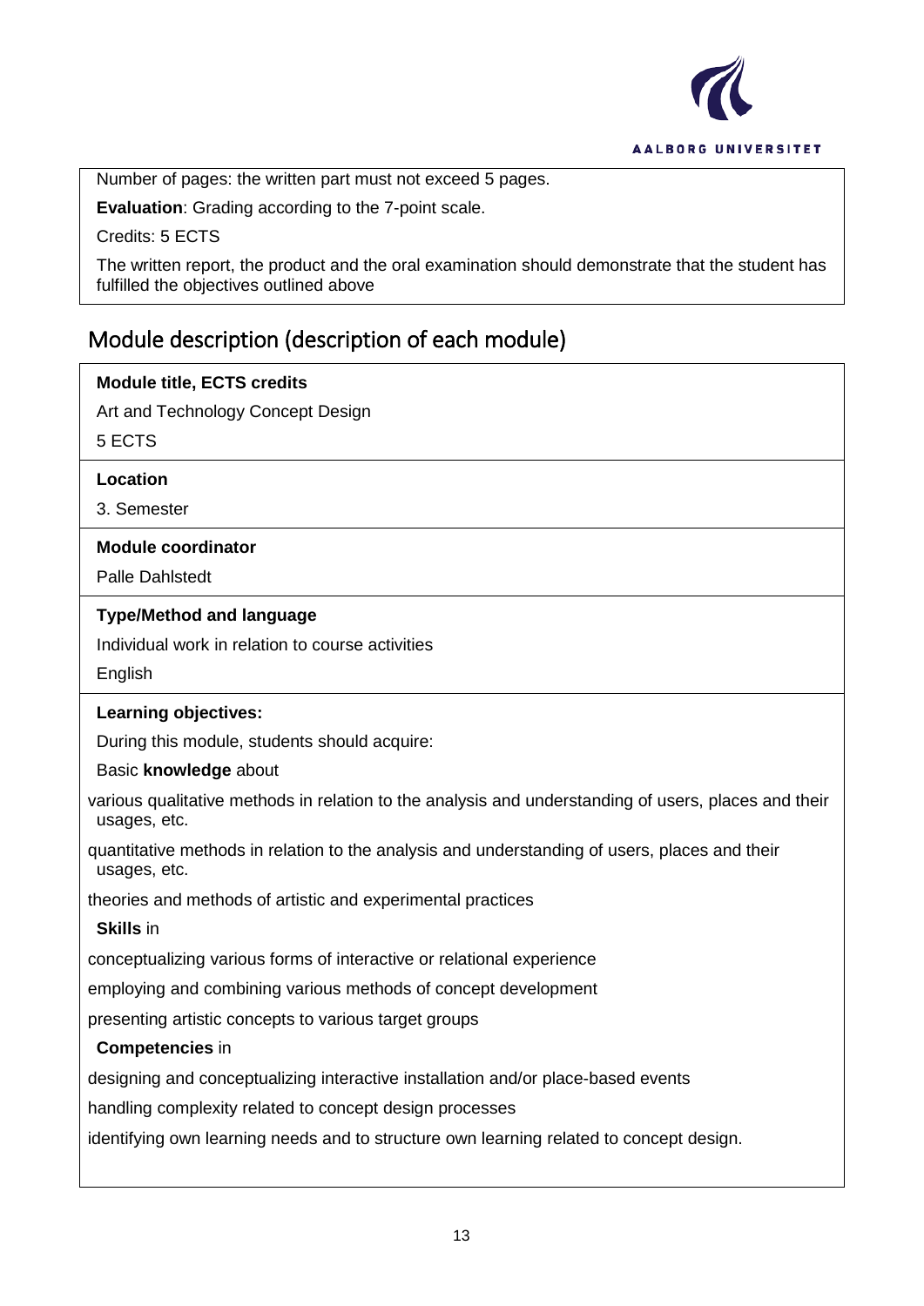Number of pages: the written part must not exceed 5 pages.

**Evaluation**: Grading according to the 7-point scale.

Credits: 5 ECTS

The written report, the product and the oral examination should demonstrate that the student has fulfilled the objectives outlined above

## Module description (description of each module)

**Module title, ECTS credits**

Art and Technology Concept Design

5 ECTS

**Location**

3. Semester

**Module coordinator**

Palle Dahlstedt

**Type/Method and language**

Individual work in relation to course activities

English

**Learning objectives:**

During this module, students should acquire:

Basic **knowledge** about

various qualitative methods in relation to the analysis and understanding of users, places and their usages, etc.

quantitative methods in relation to the analysis and understanding of users, places and their usages, etc.

theories and methods of artistic and experimental practices

**Skills** in

conceptualizing various forms of interactive or relational experience

employing and combining various methods of concept development

presenting artistic concepts to various target groups

**Competencies** in

designing and conceptualizing interactive installation and/or place-based events

handling complexity related to concept design processes

identifying own learning needs and to structure own learning related to concept design.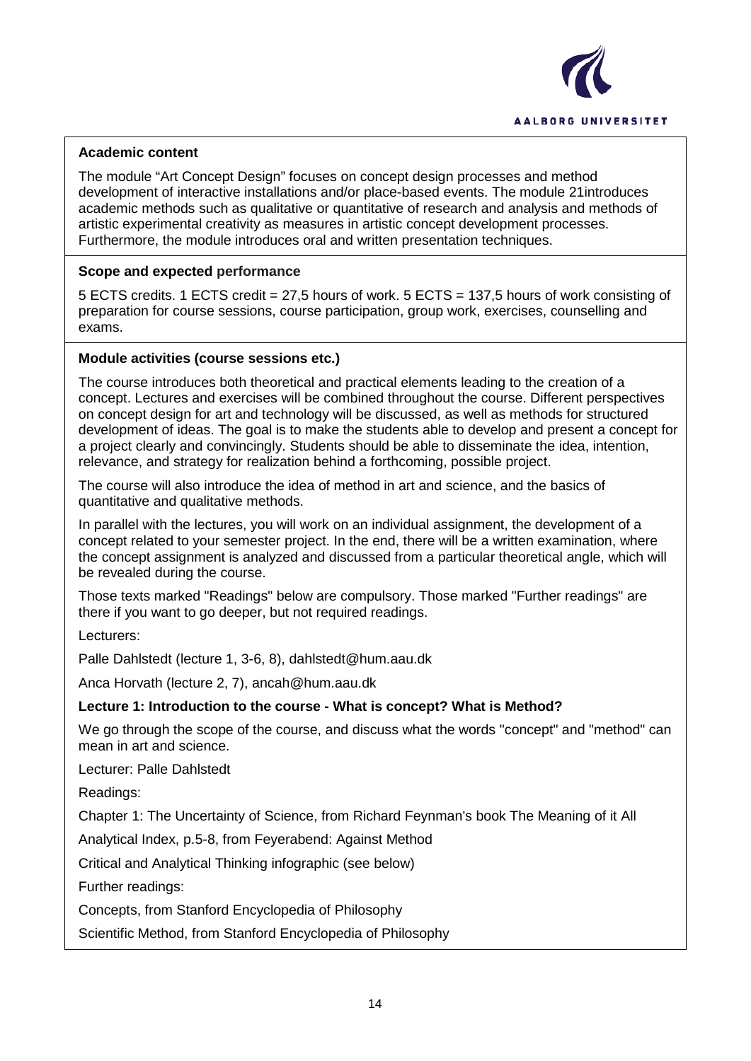**Academic content**

The module "Art Concept Design" focuses on concept design processes and method development of interactive installations and/or place-based events. The module 21introduces academic methods such as qualitative or quantitative of research and analysis and methods of artistic experimental creativity as measures in artistic concept development processes. Furthermore, the module introduces oral and written presentation techniques.

**Scope and expected performance**

5 ECTS credits. 1 ECTS credit = 27,5 hours of work. 5 ECTS = 137,5 hours of work consisting of preparation for course sessions, course participation, group work, exercises, counselling and exams.

**Module activities (course sessions etc.)**

The course introduces both theoretical and practical elements leading to the creation of a concept. Lectures and exercises will be combined throughout the course. Different perspectives on concept design for art and technology will be discussed, as well as methods for structured development of ideas. The goal is to make the students able to develop and present a concept for a project clearly and convincingly. Students should be able to disseminate the idea, intention, relevance, and strategy for realization behind a forthcoming, possible project.

The course will also introduce the idea of method in art and science, and the basics of quantitative and qualitative methods.

In parallel with the lectures, you will work on an individual assignment, the development of a concept related to your semester project. In the end, there will be a written examination, where the concept assignment is analyzed and discussed from a particular theoretical angle, which will be revealed during the course.

Those texts marked "Readings" below are compulsory. Those marked "Further readings" are there if you want to go deeper, but not required readings.

Lecturers:

Palle Dahlstedt (lecture 1, 3-6, 8), dahlstedt@hum.aau.dk

Anca Horvath (lecture 2, 7), ancah@hum.aau.dk

**Lecture 1: Introduction to the course - What is concept? What is Method?**

We go through the scope of the course, and discuss what the words "concept" and "method" can mean in art and science.

Lecturer: Palle Dahlstedt

Readings:

Chapter 1: The Uncertainty of Science, from Richard Feynman's book The Meaning of it All

Analytical Index, p.5-8, from Feyerabend: Against Method

Critical and Analytical Thinking infographic (see below)

Further readings:

Concepts, from Stanford Encyclopedia of Philosophy

Scientific Method, from Stanford Encyclopedia of Philosophy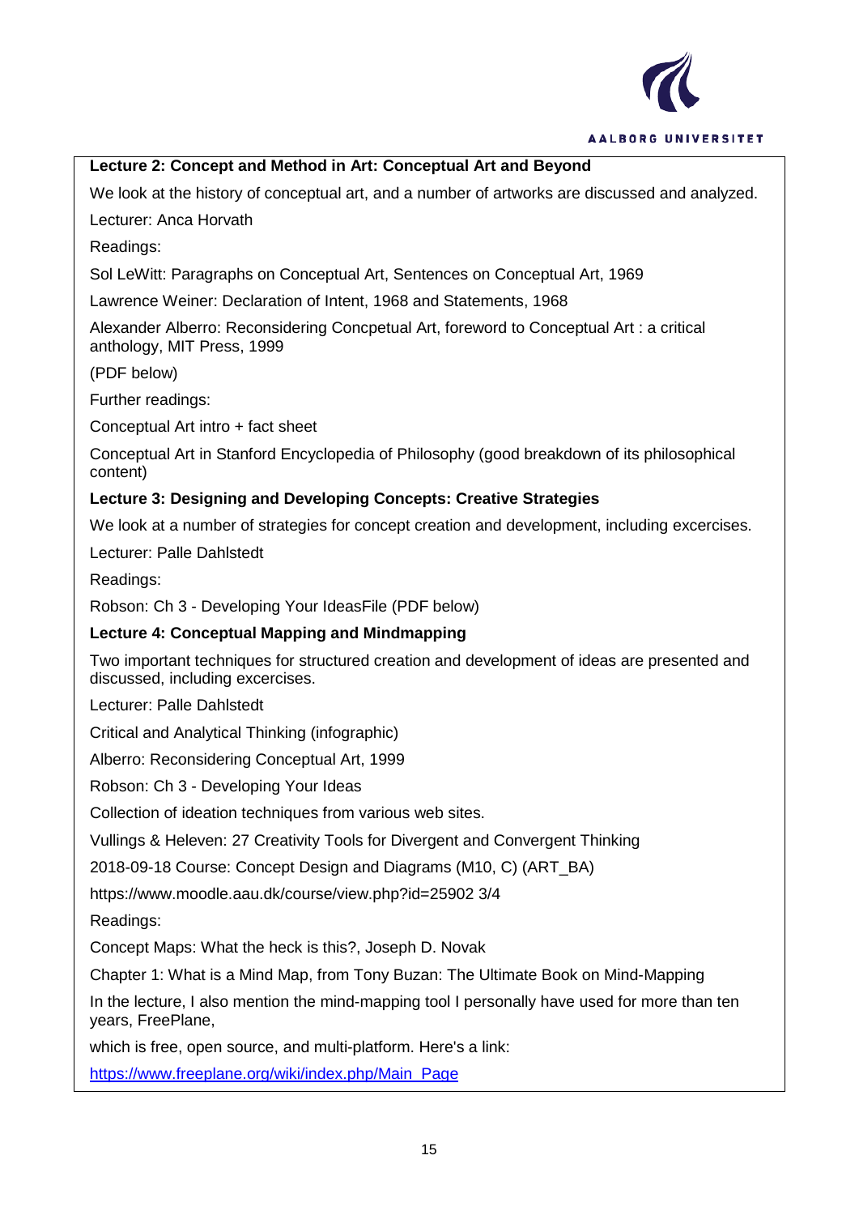**Lecture 2: Concept and Method in Art: Conceptual Art and Beyond**

We look at the history of conceptual art, and a number of artworks are discussed and analyzed.

Lecturer: Anca Horvath

Readings:

Sol LeWitt: Paragraphs on Conceptual Art, Sentences on Conceptual Art, 1969

Lawrence Weiner: Declaration of Intent, 1968 and Statements, 1968

Alexander Alberro: Reconsidering Concpetual Art, foreword to Conceptual Art : a critical anthology, MIT Press, 1999

(PDF below)

Further readings:

Conceptual Art intro + fact sheet

Conceptual Art in Stanford Encyclopedia of Philosophy (good breakdown of its philosophical content)

**Lecture 3: Designing and Developing Concepts: Creative Strategies**

We look at a number of strategies for concept creation and development, including excercises.

Lecturer: Palle Dahlstedt

Readings:

Robson: Ch 3 - Developing Your IdeasFile (PDF below)

**Lecture 4: Conceptual Mapping and Mindmapping**

Two important techniques for structured creation and development of ideas are presented and discussed, including excercises.

Lecturer: Palle Dahlstedt

Critical and Analytical Thinking (infographic)

Alberro: Reconsidering Conceptual Art, 1999

Robson: Ch 3 - Developing Your Ideas

Collection of ideation techniques from various web sites.

Vullings & Heleven: 27 Creativity Tools for Divergent and Convergent Thinking

2018-09-18 Course: Concept Design and Diagrams (M10, C) (ART_BA)

https://www.moodle.aau.dk/course/view.php?id=25902 3/4

Readings:

Concept Maps: What the heck is this?, Joseph D. Novak

Chapter 1: What is a Mind Map, from Tony Buzan: The Ultimate Book on Mind-Mapping

In the lecture, I also mention the mind-mapping tool I personally have used for more than ten years, FreePlane,

which is free, open source, and multi-platform. Here's a link:

https://www.freeplane.org/wiki/index.php/Main_Page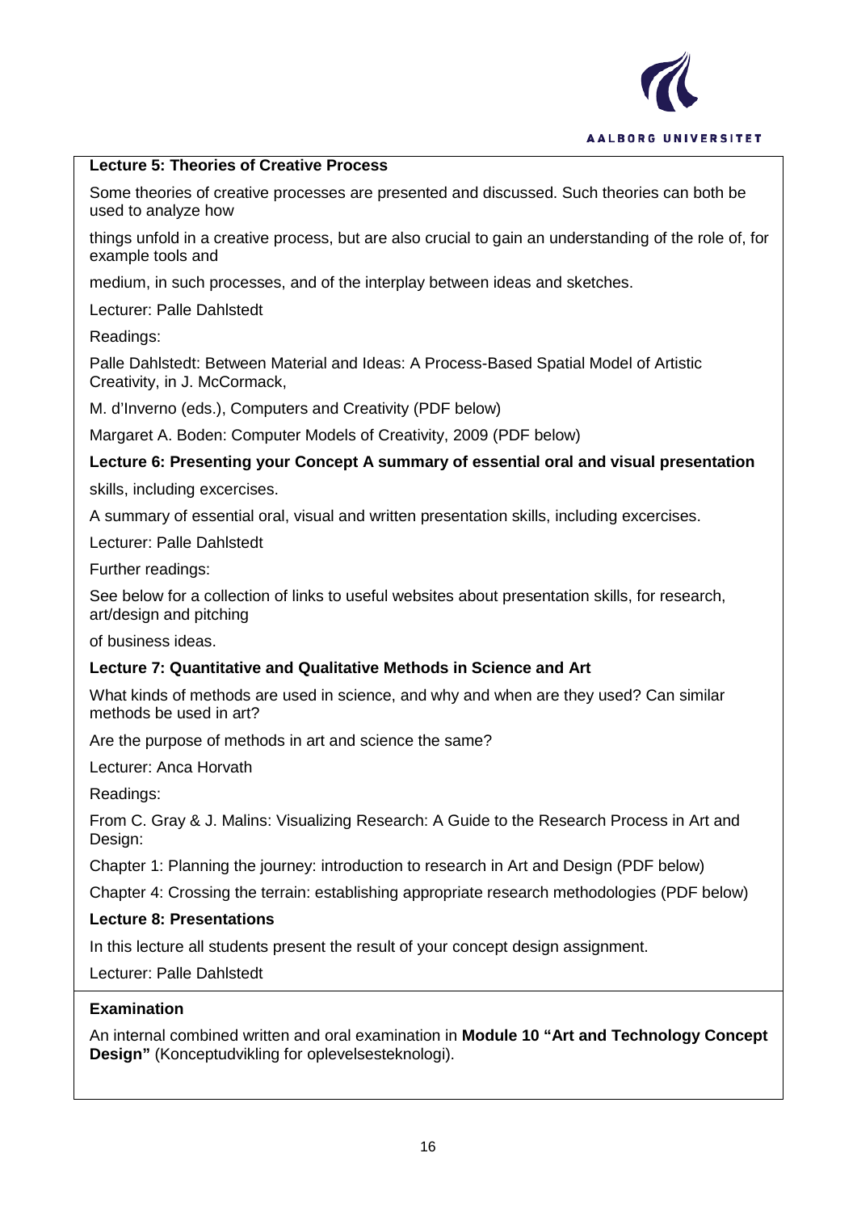**Lecture 5: Theories of Creative Process**

Some theories of creative processes are presented and discussed. Such theories can both be used to analyze how

things unfold in a creative process, but are also crucial to gain an understanding of the role of, for example tools and

medium, in such processes, and of the interplay between ideas and sketches.

Lecturer: Palle Dahlstedt

Readings:

Palle Dahlstedt: Between Material and Ideas: A Process-Based Spatial Model of Artistic Creativity, in J. McCormack,

M. d'Inverno (eds.), Computers and Creativity (PDF below)

Margaret A. Boden: Computer Models of Creativity, 2009 (PDF below)

**Lecture 6: Presenting your Concept A summary of essential oral and visual presentation**

skills, including excercises.

A summary of essential oral, visual and written presentation skills, including excercises.

Lecturer: Palle Dahlstedt

Further readings:

See below for a collection of links to useful websites about presentation skills, for research, art/design and pitching

of business ideas.

**Lecture 7: Quantitative and Qualitative Methods in Science and Art**

What kinds of methods are used in science, and why and when are they used? Can similar methods be used in art?

Are the purpose of methods in art and science the same?

Lecturer: Anca Horvath

Readings:

From C. Gray & J. Malins: Visualizing Research: A Guide to the Research Process in Art and Design:

Chapter 1: Planning the journey: introduction to research in Art and Design (PDF below)

Chapter 4: Crossing the terrain: establishing appropriate research methodologies (PDF below)

**Lecture 8: Presentations**

In this lecture all students present the result of your concept design assignment.

Lecturer: Palle Dahlstedt

**Examination**

An internal combined written and oral examination in **Module 10 "Art and Technology Concept Design"** (Konceptudvikling for oplevelsesteknologi).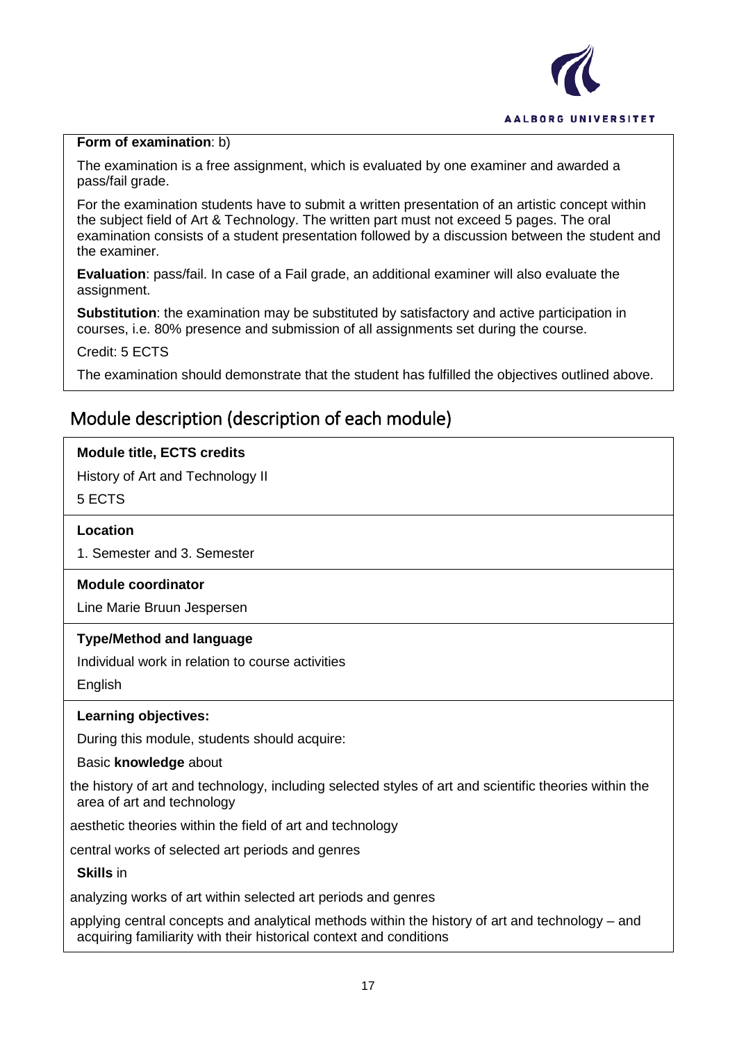**Form of examination**: b)

The examination is a free assignment, which is evaluated by one examiner and awarded a pass/fail grade.

For the examination students have to submit a written presentation of an artistic concept within the subject field of Art & Technology. The written part must not exceed 5 pages. The oral examination consists of a student presentation followed by a discussion between the student and the examiner.

**Evaluation**: pass/fail. In case of a Fail grade, an additional examiner will also evaluate the assignment.

**Substitution**: the examination may be substituted by satisfactory and active participation in courses, i.e. 80% presence and submission of all assignments set during the course.

Credit: 5 ECTS

The examination should demonstrate that the student has fulfilled the objectives outlined above.

## Module description (description of each module)

**Module title, ECTS credits**

History of Art and Technology II

5 ECTS

**Location**

1. Semester and 3. Semester

**Module coordinator**

Line Marie Bruun Jespersen

**Type/Method and language**

Individual work in relation to course activities

English

**Learning objectives:**

During this module, students should acquire:

Basic **knowledge** about

the history of art and technology, including selected styles of art and scientific theories within the area of art and technology

aesthetic theories within the field of art and technology

central works of selected art periods and genres

**Skills** in

analyzing works of art within selected art periods and genres

applying central concepts and analytical methods within the history of art and technology – and acquiring familiarity with their historical context and conditions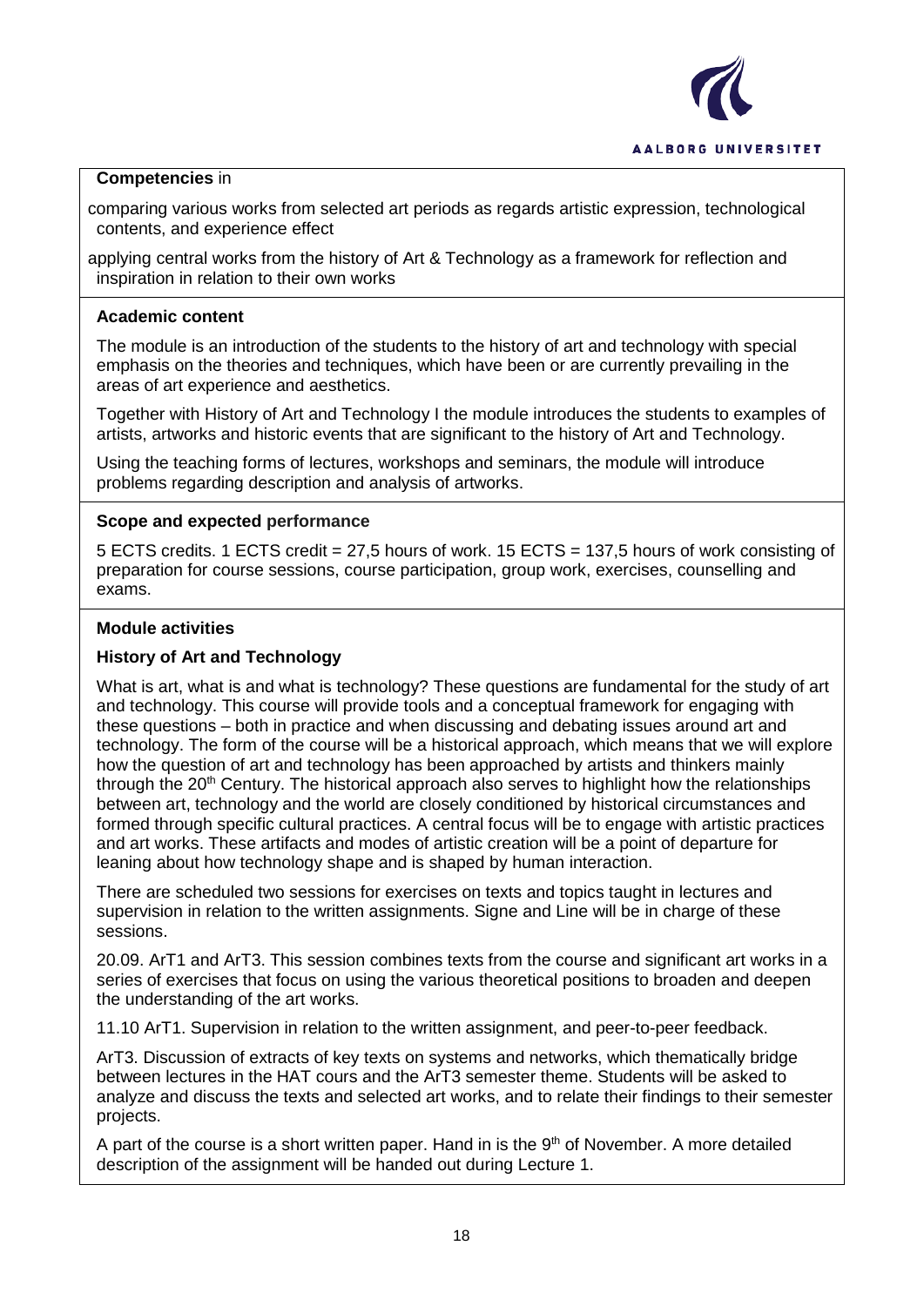**Competencies** in

comparing various works from selected art periods as regards artistic expression, technological contents, and experience effect

applying central works from the history of Art & Technology as a framework for reflection and inspiration in relation to their own works

**Academic content**

The module is an introduction of the students to the history of art and technology with special emphasis on the theories and techniques, which have been or are currently prevailing in the areas of art experience and aesthetics.

Together with History of Art and Technology I the module introduces the students to examples of artists, artworks and historic events that are significant to the history of Art and Technology.

Using the teaching forms of lectures, workshops and seminars, the module will introduce problems regarding description and analysis of artworks.

**Scope and expected performance**

5 ECTS credits. 1 ECTS credit = 27,5 hours of work. 15 ECTS = 137,5 hours of work consisting of preparation for course sessions, course participation, group work, exercises, counselling and exams.

**Module activities**

**History of Art and Technology**

What is art, what is and what is technology? These questions are fundamental for the study of art and technology. This course will provide tools and a conceptual framework for engaging with these questions – both in practice and when discussing and debating issues around art and technology. The form of the course will be a historical approach, which means that we will explore how the question of art and technology has been approached by artists and thinkers mainly through the 20th Century. The historical approach also serves to highlight how the relationships between art, technology and the world are closely conditioned by historical circumstances and formed through specific cultural practices. A central focus will be to engage with artistic practices and art works. These artifacts and modes of artistic creation will be a point of departure for leaning about how technology shape and is shaped by human interaction.

There are scheduled two sessions for exercises on texts and topics taught in lectures and supervision in relation to the written assignments. Signe and Line will be in charge of these sessions.

20.09. ArT1 and ArT3. This session combines texts from the course and significant art works in a series of exercises that focus on using the various theoretical positions to broaden and deepen the understanding of the art works.

11.10 ArT1. Supervision in relation to the written assignment, and peer-to-peer feedback.

ArT3. Discussion of extracts of key texts on systems and networks, which thematically bridge between lectures in the HAT cours and the ArT3 semester theme. Students will be asked to analyze and discuss the texts and selected art works, and to relate their findings to their semester projects.

A part of the course is a short written paper. Hand in is the 9th of November. A more detailed description of the assignment will be handed out during Lecture 1.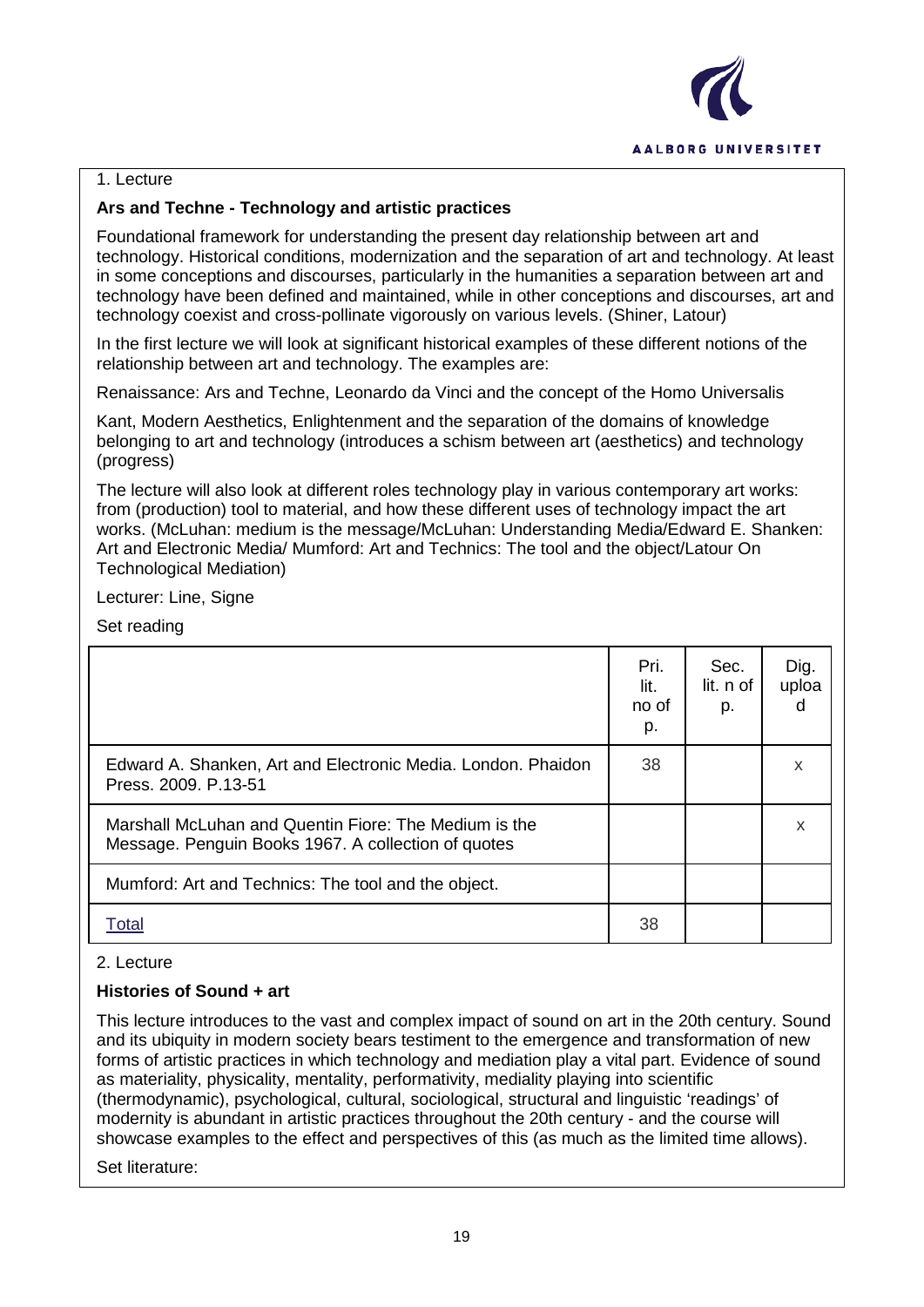1. Lecture

**Ars and Techne - Technology and artistic practices**

Foundational framework for understanding the present day relationship between art and technology. Historical conditions, modernization and the separation of art and technology. At least in some conceptions and discourses, particularly in the humanities a separation between art and technology have been defined and maintained, while in other conceptions and discourses, art and technology coexist and cross-pollinate vigorously on various levels. (Shiner, Latour)

In the first lecture we will look at significant historical examples of these different notions of the relationship between art and technology. The examples are:

Renaissance: Ars and Techne, Leonardo da Vinci and the concept of the Homo Universalis

Kant, Modern Aesthetics, Enlightenment and the separation of the domains of knowledge belonging to art and technology (introduces a schism between art (aesthetics) and technology (progress)

The lecture will also look at different roles technology play in various contemporary art works: from (production) tool to material, and how these different uses of technology impact the art works. (McLuhan: medium is the message/McLuhan: Understanding Media/Edward E. Shanken: Art and Electronic Media/ Mumford: Art and Technics: The tool and the object/Latour On Technological Mediation)

Lecturer: Line, Signe

Set reading

| | Pri. lit. no of p. | Sec. lit. n of p. | Dig. upload |
|---|---|---|---|
| Edward A. Shanken, Art and Electronic Media. London. Phaidon Press. 2009. P.13-51 | 38 | | x |
| Marshall McLuhan and Quentin Fiore: The Medium is the Message. Penguin Books 1967. A collection of quotes | | | x |
| Mumford: Art and Technics: The tool and the object. | | | |
| Total | 38 | | |

2. Lecture

**Histories of Sound + art**

This lecture introduces to the vast and complex impact of sound on art in the 20th century. Sound and its ubiquity in modern society bears testiment to the emergence and transformation of new forms of artistic practices in which technology and mediation play a vital part. Evidence of sound as materiality, physicality, mentality, performativity, mediality playing into scientific (thermodynamic), psychological, cultural, sociological, structural and linguistic 'readings' of modernity is abundant in artistic practices throughout the 20th century - and the course will showcase examples to the effect and perspectives of this (as much as the limited time allows).

Set literature: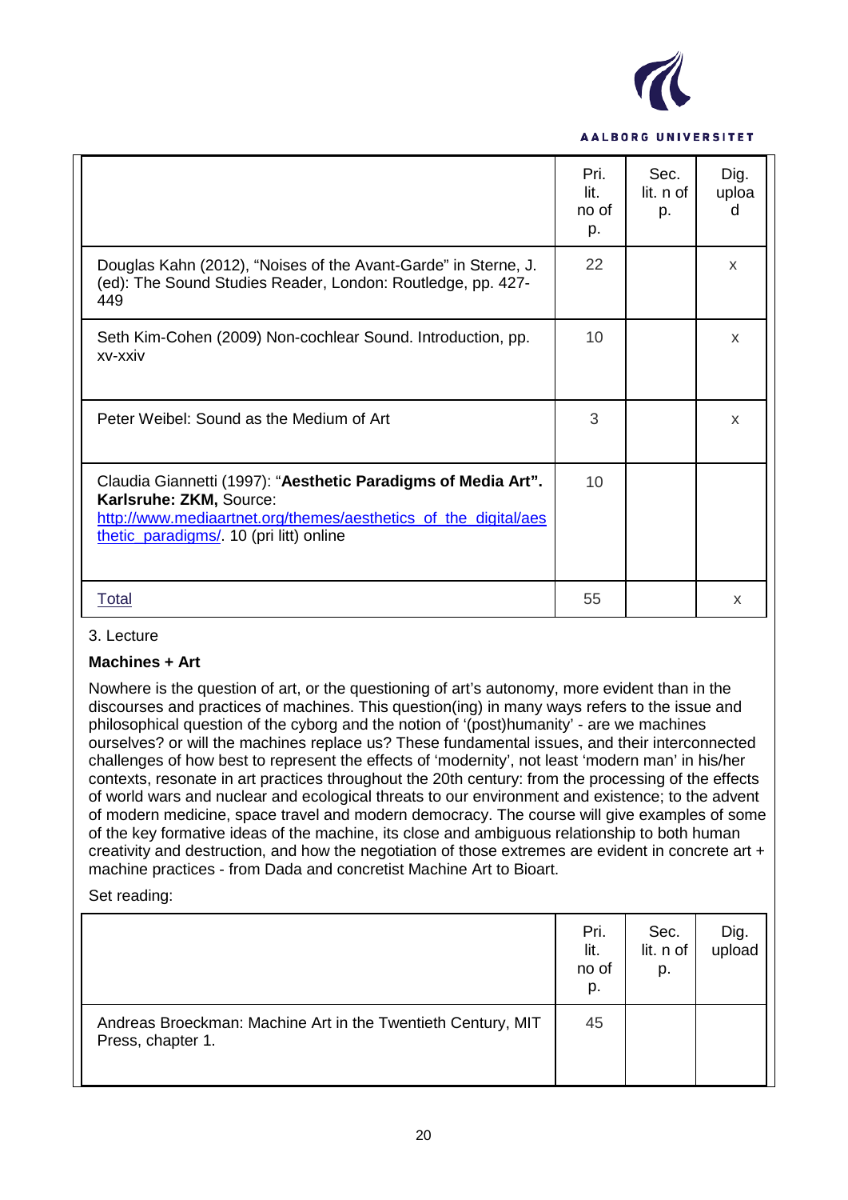| | Pri. lit. no of p. | Sec. lit. n of p. | Dig. upload |
|---|---|---|---|
| Douglas Kahn (2012), “Noises of the Avant-Garde” in Sterne, J. (ed): The Sound Studies Reader, London: Routledge, pp. 427-449 | 22 | | x |
| Seth Kim-Cohen (2009) Non-cochlear Sound. Introduction, pp. xv-xxiv | 10 | | x |
| Peter Weibel: Sound as the Medium of Art | 3 | | x |
| Claudia Giannetti (1997): “**Aesthetic Paradigms of Media Art”. Karlsruhe: ZKM,** Source: [http://www.mediaartnet.org/themes/aesthetics_of_the_digital/aesthetic_paradigms/](http://www.mediaartnet.org/themes/aesthetics_of_the_digital/aesthetic_paradigms/). 10 (pri litt) online | 10 | | |
| Total | 55 | | x |

3. Lecture

**Machines + Art**

Nowhere is the question of art, or the questioning of art's autonomy, more evident than in the discourses and practices of machines. This question(ing) in many ways refers to the issue and philosophical question of the cyborg and the notion of '(post)humanity' - are we machines ourselves? or will the machines replace us? These fundamental issues, and their interconnected challenges of how best to represent the effects of 'modernity', not least 'modern man' in his/her contexts, resonate in art practices throughout the 20th century: from the processing of the effects of world wars and nuclear and ecological threats to our environment and existence; to the advent of modern medicine, space travel and modern democracy. The course will give examples of some of the key formative ideas of the machine, its close and ambiguous relationship to both human creativity and destruction, and how the negotiation of those extremes are evident in concrete art + machine practices - from Dada and concretist Machine Art to Bioart.

Set reading:

| | Pri. lit. no of p. | Sec. lit. n of p. | Dig. upload |
|---|---|---|---|
| Andreas Broeckman: Machine Art in the Twentieth Century, MIT Press, chapter 1. | 45 | | |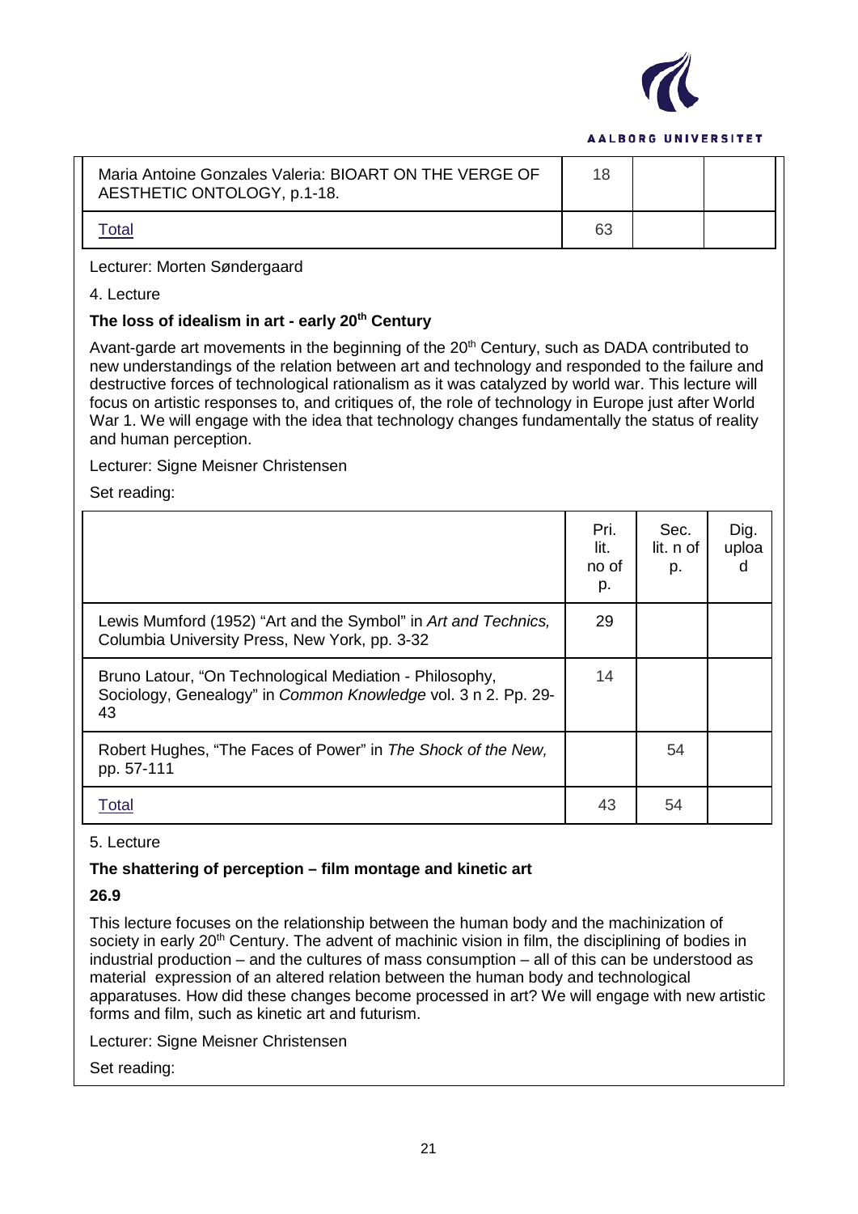| | | | |
|---|---|---|---|
| Maria Antoine Gonzales Valeria: BIOART ON THE VERGE OF AESTHETIC ONTOLOGY, p.1-18. | 18 | | |
| Total | 63 | | |

Lecturer: Morten Søndergaard

4. Lecture

**The loss of idealism in art - early 20th Century**

Avant-garde art movements in the beginning of the 20th Century, such as DADA contributed to new understandings of the relation between art and technology and responded to the failure and destructive forces of technological rationalism as it was catalyzed by world war. This lecture will focus on artistic responses to, and critiques of, the role of technology in Europe just after World War 1. We will engage with the idea that technology changes fundamentally the status of reality and human perception.

Lecturer: Signe Meisner Christensen

Set reading:

| | Pri. lit. no of p. | Sec. lit. n of p. | Dig. upload |
|---|---|---|---|
| Lewis Mumford (1952) "Art and the Symbol" in *Art and Technics,* Columbia University Press, New York, pp. 3-32 | 29 | | |
| Bruno Latour, "On Technological Mediation - Philosophy, Sociology, Genealogy" in *Common Knowledge* vol. 3 n 2. Pp. 29-43 | 14 | | |
| Robert Hughes, "The Faces of Power" in *The Shock of the New,* pp. 57-111 | | 54 | |
| Total | 43 | 54 | |

5. Lecture

**The shattering of perception – film montage and kinetic art**

**26.9**

This lecture focuses on the relationship between the human body and the machinization of society in early 20th Century. The advent of machinic vision in film, the disciplining of bodies in industrial production – and the cultures of mass consumption – all of this can be understood as material expression of an altered relation between the human body and technological apparatuses. How did these changes become processed in art? We will engage with new artistic forms and film, such as kinetic art and futurism.

Lecturer: Signe Meisner Christensen

Set reading: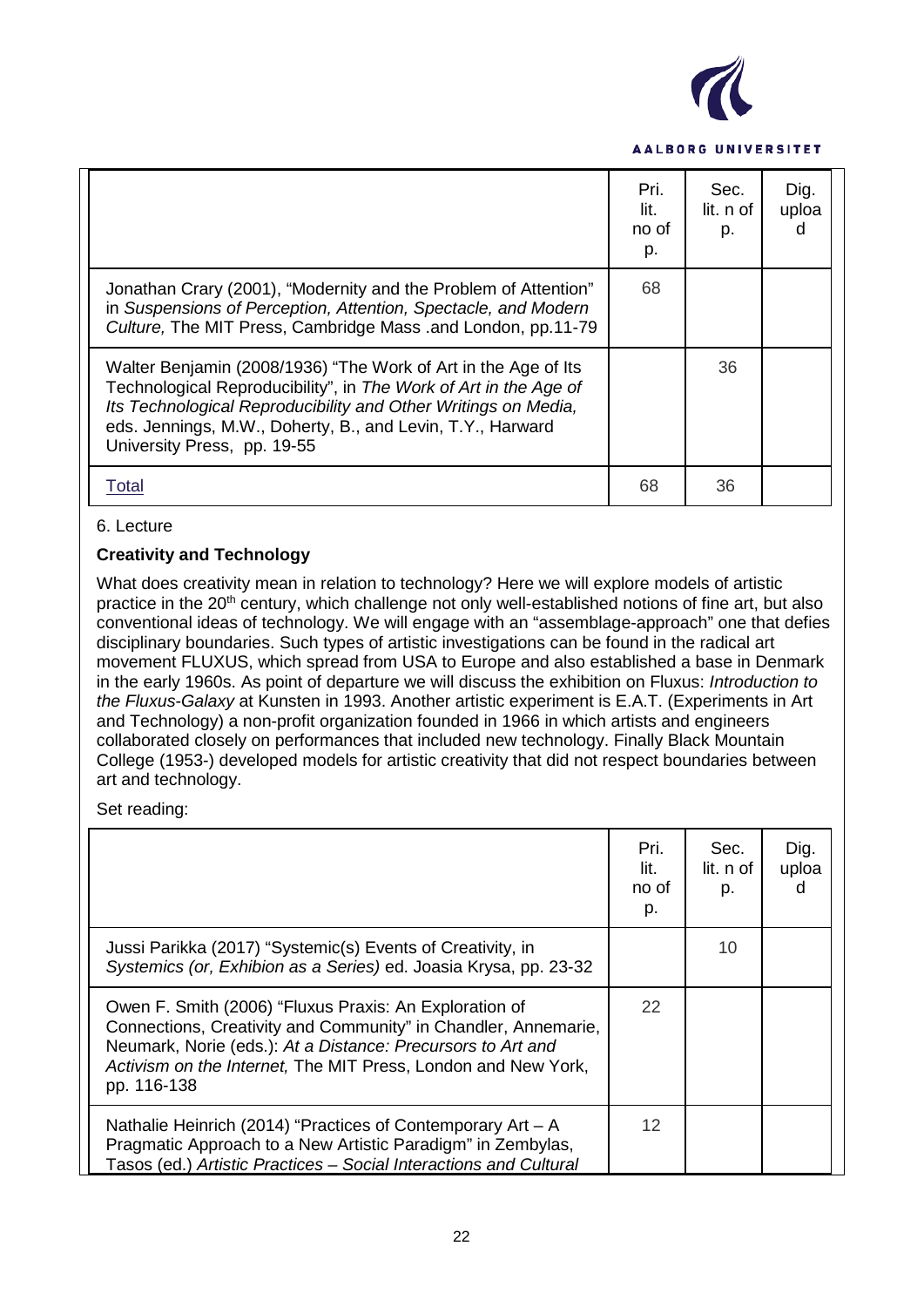| | Pri. lit. no of p. | Sec. lit. n of p. | Dig. upload |
|---|---|---|---|
| Jonathan Crary (2001), “Modernity and the Problem of Attention” in *Suspensions of Perception, Attention, Spectacle, and Modern Culture,* The MIT Press, Cambridge Mass .and London, pp.11-79 | 68 | | |
| Walter Benjamin (2008/1936) “The Work of Art in the Age of Its Technological Reproducibility”, in *The Work of Art in the Age of Its Technological Reproducibility and Other Writings on Media,* eds. Jennings, M.W., Doherty, B., and Levin, T.Y., Harward University Press, pp. 19-55 | | 36 | |
| Total | 68 | 36 | |

6. Lecture

**Creativity and Technology**

What does creativity mean in relation to technology? Here we will explore models of artistic practice in the 20th century, which challenge not only well-established notions of fine art, but also conventional ideas of technology. We will engage with an “assemblage-approach” one that defies disciplinary boundaries. Such types of artistic investigations can be found in the radical art movement FLUXUS, which spread from USA to Europe and also established a base in Denmark in the early 1960s. As point of departure we will discuss the exhibition on Fluxus: *Introduction to the Fluxus-Galaxy* at Kunsten in 1993. Another artistic experiment is E.A.T. (Experiments in Art and Technology) a non-profit organization founded in 1966 in which artists and engineers collaborated closely on performances that included new technology. Finally Black Mountain College (1953-) developed models for artistic creativity that did not respect boundaries between art and technology.

Set reading:

| | Pri. lit. no of p. | Sec. lit. n of p. | Dig. upload |
|---|---|---|---|
| Jussi Parikka (2017) “Systemic(s) Events of Creativity, in *Systemics (or, Exhibion as a Series)* ed. Joasia Krysa, pp. 23-32 | | 10 | |
| Owen F. Smith (2006) “Fluxus Praxis: An Exploration of Connections, Creativity and Community” in Chandler, Annemarie, Neumark, Norie (eds.): *At a Distance: Precursors to Art and Activism on the Internet,* The MIT Press, London and New York, pp. 116-138 | 22 | | |
| Nathalie Heinrich (2014) “Practices of Contemporary Art – A Pragmatic Approach to a New Artistic Paradigm” in Zembylas, Tasos (ed.) *Artistic Practices – Social Interactions and Cultural* | 12 | | |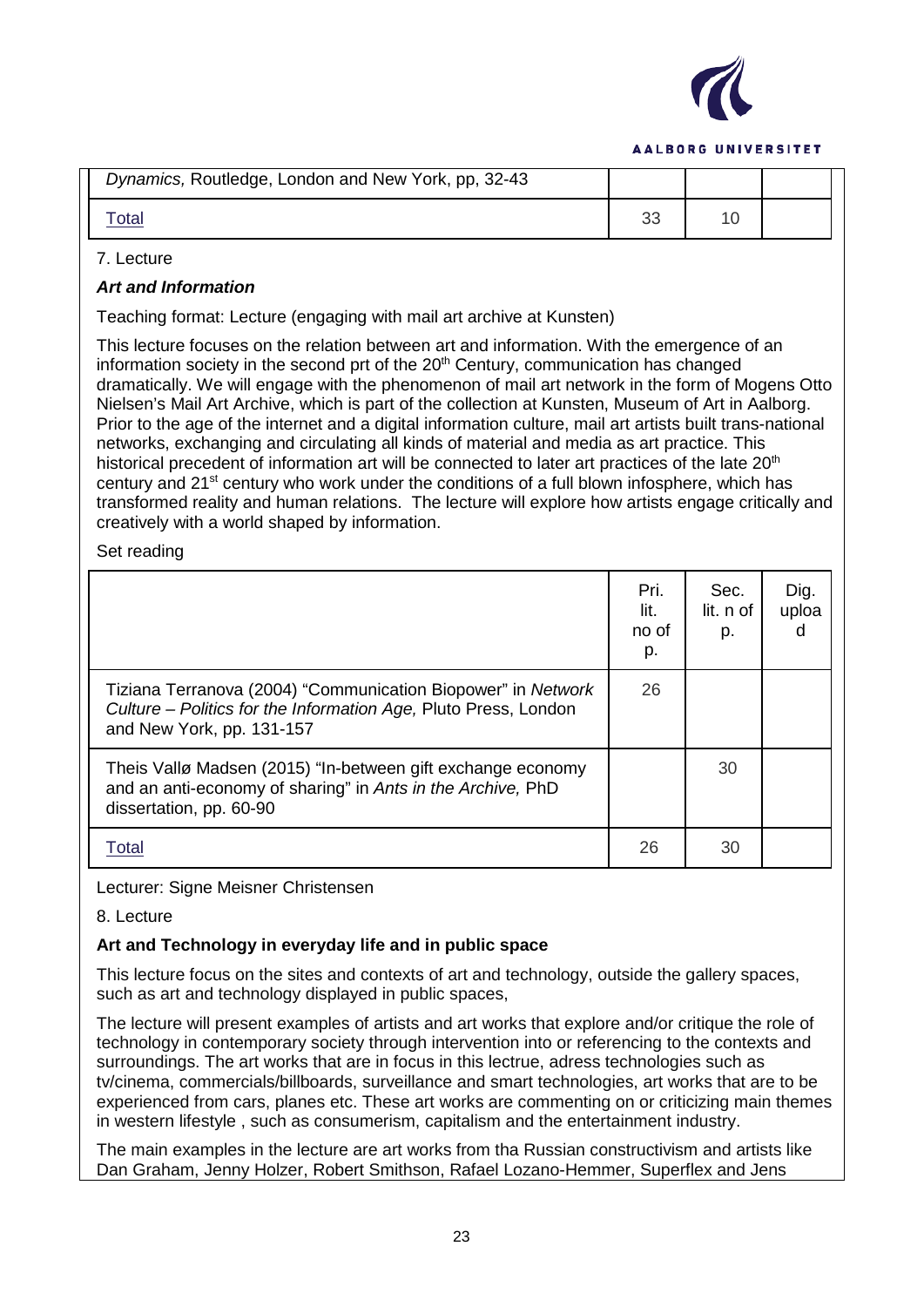| | | | |
|---|---|---|---|
| *Dynamics,* Routledge, London and New York, pp, 32-43 | | | |
| Total | 33 | 10 | |

7. Lecture

***Art and Information***

Teaching format: Lecture (engaging with mail art archive at Kunsten)

This lecture focuses on the relation between art and information. With the emergence of an information society in the second prt of the 20th Century, communication has changed dramatically. We will engage with the phenomenon of mail art network in the form of Mogens Otto Nielsen's Mail Art Archive, which is part of the collection at Kunsten, Museum of Art in Aalborg. Prior to the age of the internet and a digital information culture, mail art artists built trans-national networks, exchanging and circulating all kinds of material and media as art practice. This historical precedent of information art will be connected to later art practices of the late 20th century and 21st century who work under the conditions of a full blown infosphere, which has transformed reality and human relations. The lecture will explore how artists engage critically and creatively with a world shaped by information.

Set reading

| | Pri. lit. no of p. | Sec. lit. n of p. | Dig. upload |
|---|---|---|---|
| Tiziana Terranova (2004) "Communication Biopower" in *Network Culture – Politics for the Information Age,* Pluto Press, London and New York, pp. 131-157 | 26 | | |
| Theis Vallø Madsen (2015) "In-between gift exchange economy and an anti-economy of sharing" in *Ants in the Archive,* PhD dissertation, pp. 60-90 | | 30 | |
| Total | 26 | 30 | |

Lecturer: Signe Meisner Christensen

8. Lecture

**Art and Technology in everyday life and in public space**

This lecture focus on the sites and contexts of art and technology, outside the gallery spaces, such as art and technology displayed in public spaces,

The lecture will present examples of artists and art works that explore and/or critique the role of technology in contemporary society through intervention into or referencing to the contexts and surroundings. The art works that are in focus in this lectrue, adress technologies such as tv/cinema, commercials/billboards, surveillance and smart technologies, art works that are to be experienced from cars, planes etc. These art works are commenting on or criticizing main themes in western lifestyle , such as consumerism, capitalism and the entertainment industry.

The main examples in the lecture are art works from tha Russian constructivism and artists like Dan Graham, Jenny Holzer, Robert Smithson, Rafael Lozano-Hemmer, Superflex and Jens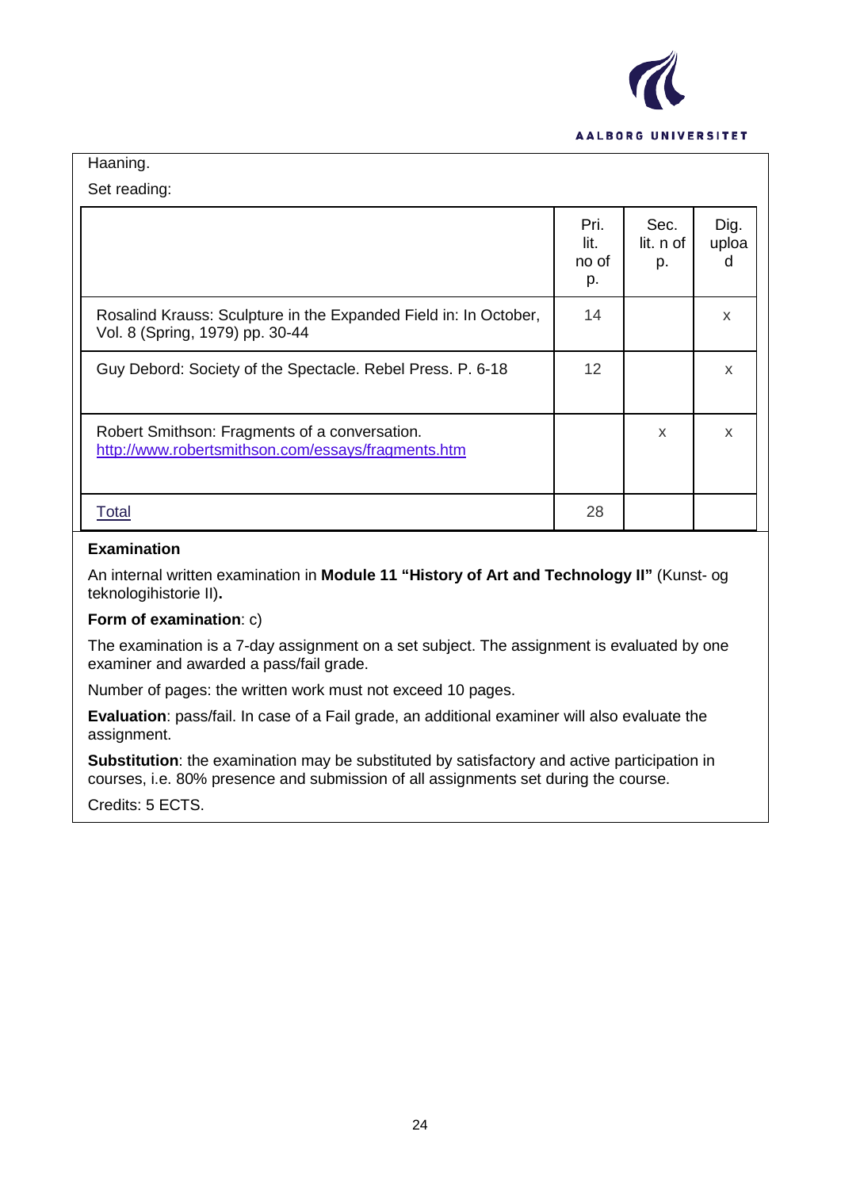Haaning.

Set reading:

| | Pri. lit. no of p. | Sec. lit. n of p. | Dig. upload |
|---|---|---|---|
| Rosalind Krauss: Sculpture in the Expanded Field in: In October, Vol. 8 (Spring, 1979) pp. 30-44 | 14 | | x |
| Guy Debord: Society of the Spectacle. Rebel Press. P. 6-18 | 12 | | x |
| Robert Smithson: Fragments of a conversation. http://www.robertsmithson.com/essays/fragments.htm | | x | x |
| Total | 28 | | |

**Examination**

An internal written examination in **Module 11 "History of Art and Technology II"** (Kunst- og teknologihistorie II)**.**

**Form of examination**: c)

The examination is a 7-day assignment on a set subject. The assignment is evaluated by one examiner and awarded a pass/fail grade.

Number of pages: the written work must not exceed 10 pages.

**Evaluation**: pass/fail. In case of a Fail grade, an additional examiner will also evaluate the assignment.

**Substitution**: the examination may be substituted by satisfactory and active participation in courses, i.e. 80% presence and submission of all assignments set during the course.

Credits: 5 ECTS.